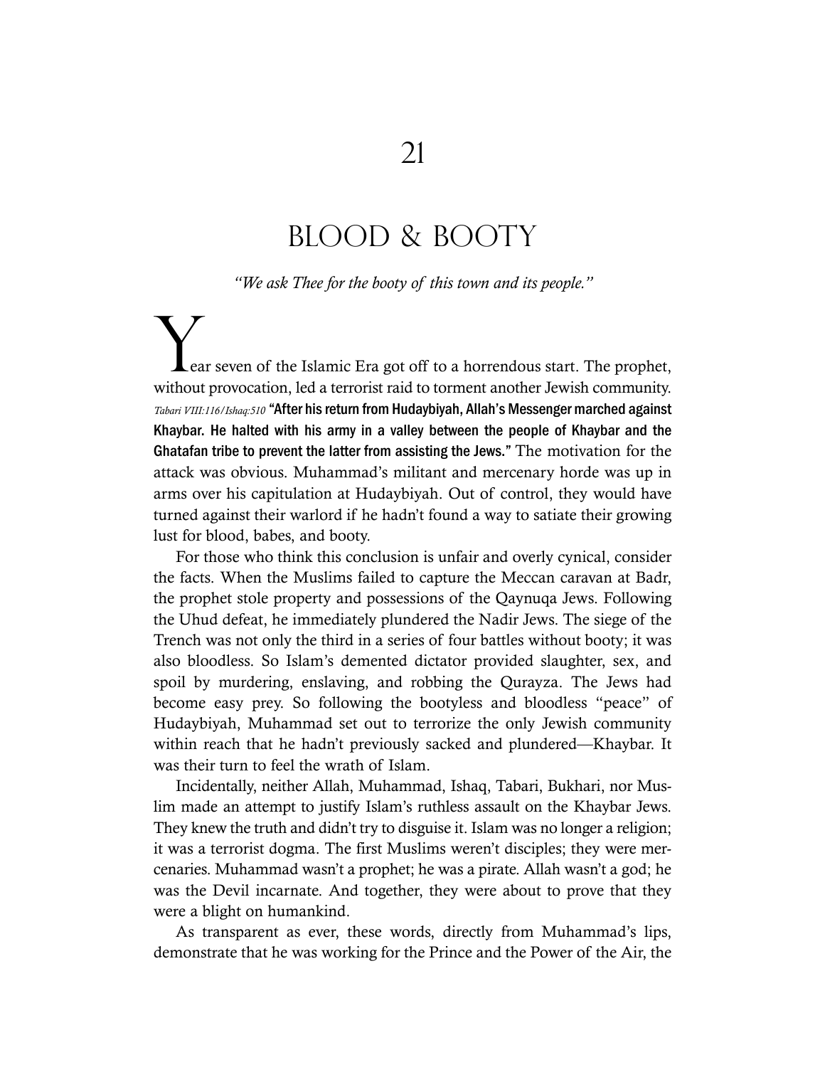# 21

# BLOOD & BOOTY

*"We ask Thee for the booty of this town and its people."*

Year seven of the Islamic Era got off to a horrendous start. The prophet, without provocation, led a terrorist raid to torment another Jewish community. *Tabari VIII:116/Ishaq:510* **"After his return from Hudaybiyah, Allah's Messenger marched against Khaybar. He halted with his army in a valley between the people of Khaybar and the Ghatafan tribe to prevent the latter from assisting the Jews."** The motivation for the attack was obvious. Muhammad's militant and mercenary horde was up in arms over his capitulation at Hudaybiyah. Out of control, they would have turned against their warlord if he hadn't found a way to satiate their growing lust for blood, babes, and booty.

For those who think this conclusion is unfair and overly cynical, consider the facts. When the Muslims failed to capture the Meccan caravan at Badr, the prophet stole property and possessions of the Qaynuqa Jews. Following the Uhud defeat, he immediately plundered the Nadir Jews. The siege of the Trench was not only the third in a series of four battles without booty; it was also bloodless. So Islam's demented dictator provided slaughter, sex, and spoil by murdering, enslaving, and robbing the Qurayza. The Jews had become easy prey. So following the bootyless and bloodless "peace" of Hudaybiyah, Muhammad set out to terrorize the only Jewish community within reach that he hadn't previously sacked and plundered—Khaybar. It was their turn to feel the wrath of Islam.

Incidentally, neither Allah, Muhammad, Ishaq, Tabari, Bukhari, nor Muslim made an attempt to justify Islam's ruthless assault on the Khaybar Jews. They knew the truth and didn't try to disguise it. Islam was no longer a religion; it was a terrorist dogma. The first Muslims weren't disciples; they were mercenaries. Muhammad wasn't a prophet; he was a pirate. Allah wasn't a god; he was the Devil incarnate. And together, they were about to prove that they were a blight on humankind.

As transparent as ever, these words, directly from Muhammad's lips, demonstrate that he was working for the Prince and the Power of the Air, the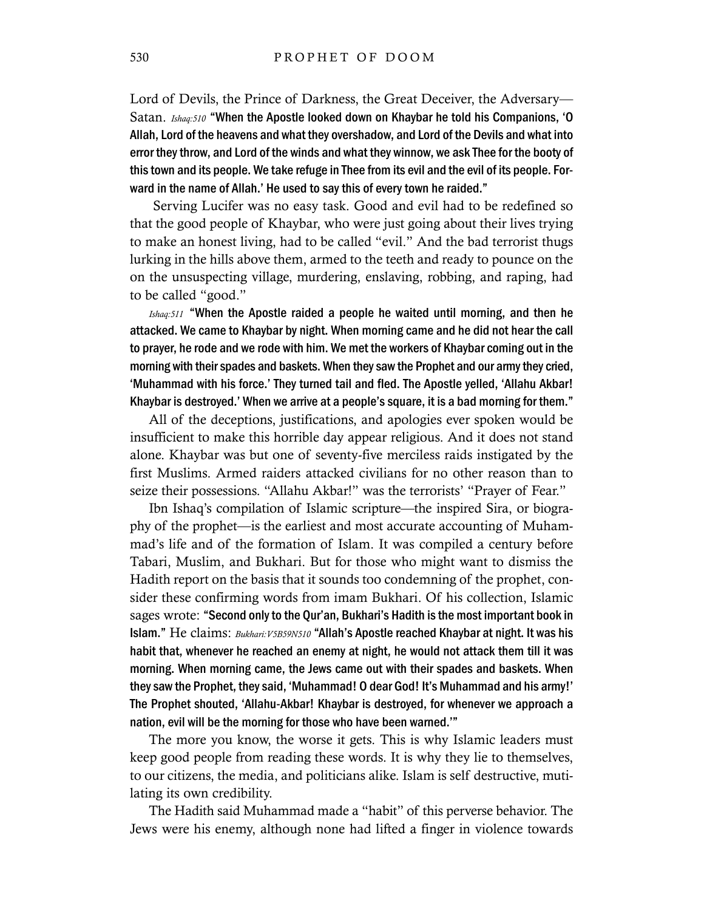Lord of Devils, the Prince of Darkness, the Great Deceiver, the Adversary—Satan. *Ishaq:510* **"When the Apostle looked down on Khaybar he told his Companions, 'O Allah, Lord of the heavens and what they overshadow, and Lord of the Devils and what into error they throw, and Lord of the winds and what they winnow, we ask Thee for the booty of this town and its people. We take refuge in Thee from its evil and the evil of its people. Forward in the name of Allah.' He used to say this of every town he raided."**

Serving Lucifer was no easy task. Good and evil had to be redefined so that the good people of Khaybar, who were just going about their lives trying to make an honest living, had to be called "evil." And the bad terrorist thugs lurking in the hills above them, armed to the teeth and ready to pounce on the on the unsuspecting village, murdering, enslaving, robbing, and raping, had to be called "good."

*Ishaq:511* **"When the Apostle raided a people he waited until morning, and then he attacked. We came to Khaybar by night. When morning came and he did not hear the call to prayer, he rode and we rode with him. We met the workers of Khaybar coming out in the morning with their spades and baskets. When they saw the Prophet and our army they cried, 'Muhammad with his force.' They turned tail and fled. The Apostle yelled, 'Allahu Akbar! Khaybar is destroyed.' When we arrive at a people's square, it is a bad morning for them."**

All of the deceptions, justifications, and apologies ever spoken would be insufficient to make this horrible day appear religious. And it does not stand alone. Khaybar was but one of seventy-five merciless raids instigated by the first Muslims. Armed raiders attacked civilians for no other reason than to seize their possessions. "Allahu Akbar!" was the terrorists' "Prayer of Fear."

Ibn Ishaq's compilation of Islamic scripture—the inspired Sira, or biography of the prophet—is the earliest and most accurate accounting of Muhammad's life and of the formation of Islam. It was compiled a century before Tabari, Muslim, and Bukhari. But for those who might want to dismiss the Hadith report on the basis that it sounds too condemning of the prophet, consider these confirming words from imam Bukhari. Of his collection, Islamic sages wrote: **"Second only to the Qur'an, Bukhari's Hadith is the most important book in Islam."** He claims: *Bukhari:V5B59N510* **"Allah's Apostle reached Khaybar at night. It was his habit that, whenever he reached an enemy at night, he would not attack them till it was morning. When morning came, the Jews came out with their spades and baskets. When they saw the Prophet, they said, 'Muhammad! O dear God! It's Muhammad and his army!' The Prophet shouted, 'Allahu-Akbar! Khaybar is destroyed, for whenever we approach a nation, evil will be the morning for those who have been warned.'"**

The more you know, the worse it gets. This is why Islamic leaders must keep good people from reading these words. It is why they lie to themselves, to our citizens, the media, and politicians alike. Islam is self destructive, mutilating its own credibility.

The Hadith said Muhammad made a "habit" of this perverse behavior. The Jews were his enemy, although none had lifted a finger in violence towards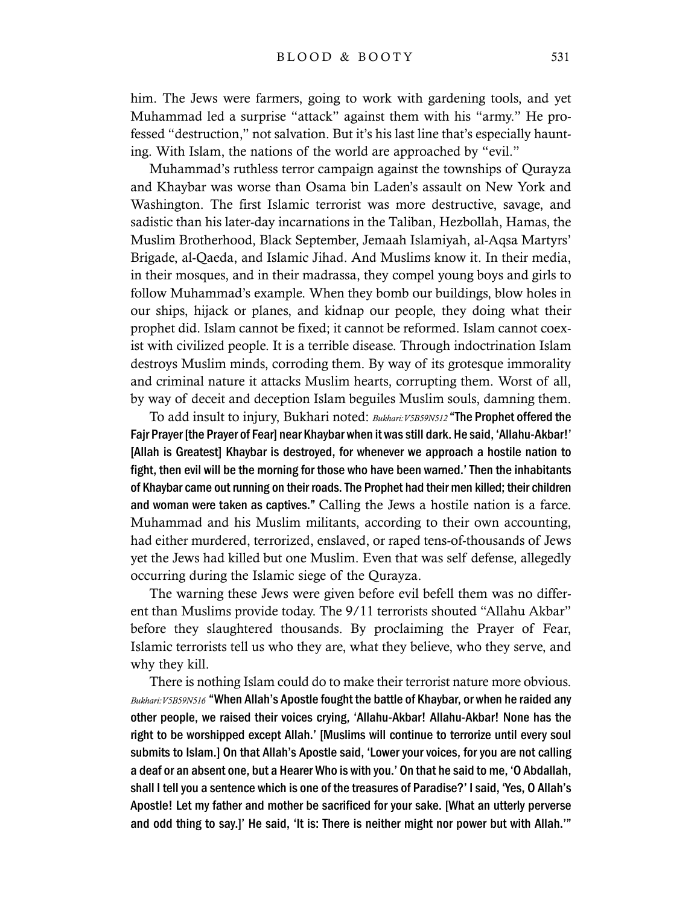him. The Jews were farmers, going to work with gardening tools, and yet Muhammad led a surprise "attack" against them with his "army." He professed "destruction," not salvation. But it's his last line that's especially haunting. With Islam, the nations of the world are approached by "evil."

Muhammad's ruthless terror campaign against the townships of Qurayza and Khaybar was worse than Osama bin Laden's assault on New York and Washington. The first Islamic terrorist was more destructive, savage, and sadistic than his later-day incarnations in the Taliban, Hezbollah, Hamas, the Muslim Brotherhood, Black September, Jemaah Islamiyah, al-Aqsa Martyrs' Brigade, al-Qaeda, and Islamic Jihad. And Muslims know it. In their media, in their mosques, and in their madrassa, they compel young boys and girls to follow Muhammad's example. When they bomb our buildings, blow holes in our ships, hijack or planes, and kidnap our people, they doing what their prophet did. Islam cannot be fixed; it cannot be reformed. Islam cannot coexist with civilized people. It is a terrible disease. Through indoctrination Islam destroys Muslim minds, corroding them. By way of its grotesque immorality and criminal nature it attacks Muslim hearts, corrupting them. Worst of all, by way of deceit and deception Islam beguiles Muslim souls, damning them.

To add insult to injury, Bukhari noted: *Bukhari:V5B59N512* **"The Prophet offered the Fajr Prayer [the Prayer of Fear] near Khaybar when it was still dark. He said, 'Allahu-Akbar!' [Allah is Greatest] Khaybar is destroyed, for whenever we approach a hostile nation to fight, then evil will be the morning for those who have been warned.' Then the inhabitants of Khaybar came out running on their roads. The Prophet had their men killed; their children and woman were taken as captives."** Calling the Jews a hostile nation is a farce. Muhammad and his Muslim militants, according to their own accounting, had either murdered, terrorized, enslaved, or raped tens-of-thousands of Jews yet the Jews had killed but one Muslim. Even that was self defense, allegedly occurring during the Islamic siege of the Qurayza.

The warning these Jews were given before evil befell them was no different than Muslims provide today. The 9/11 terrorists shouted "Allahu Akbar" before they slaughtered thousands. By proclaiming the Prayer of Fear, Islamic terrorists tell us who they are, what they believe, who they serve, and why they kill.

There is nothing Islam could do to make their terrorist nature more obvious. *Bukhari:V5B59N516* **"When Allah's Apostle fought the battle of Khaybar, or when he raided any other people, we raised their voices crying, 'Allahu-Akbar! Allahu-Akbar! None has the right to be worshipped except Allah.' [Muslims will continue to terrorize until every soul submits to Islam.] On that Allah's Apostle said, 'Lower your voices, for you are not calling a deaf or an absent one, but a Hearer Who is with you.' On that he said to me, 'O Abdallah, shall I tell you a sentence which is one of the treasures of Paradise?' I said, 'Yes, O Allah's Apostle! Let my father and mother be sacrificed for your sake. [What an utterly perverse and odd thing to say.]' He said, 'It is: There is neither might nor power but with Allah.'"**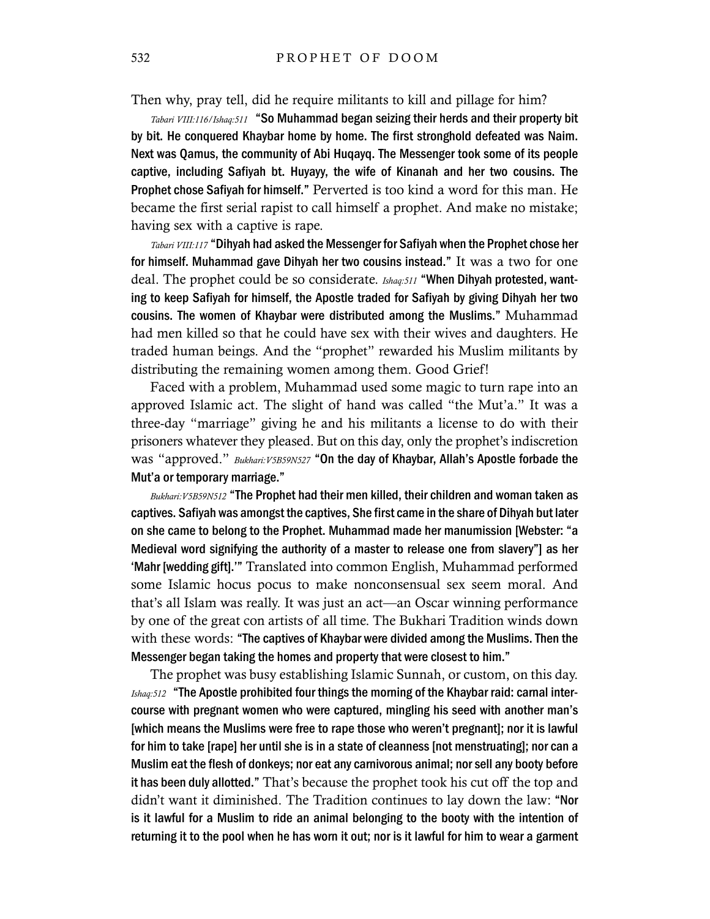Then why, pray tell, did he require militants to kill and pillage for him?

*Tabari VIII:116/Ishaq:511* **"So Muhammad began seizing their herds and their property bit by bit. He conquered Khaybar home by home. The first stronghold defeated was Naim. Next was Qamus, the community of Abi Huqayq. The Messenger took some of its people captive, including Safiyah bt. Huyayy, the wife of Kinanah and her two cousins. The Prophet chose Safiyah for himself."** Perverted is too kind a word for this man. He became the first serial rapist to call himself a prophet. And make no mistake; having sex with a captive is rape.

*Tabari VIII:117* **"Dihyah had asked the Messenger for Safiyah when the Prophet chose her for himself. Muhammad gave Dihyah her two cousins instead."** It was a two for one deal. The prophet could be so considerate. *Ishaq:511* **"When Dihyah protested, wanting to keep Safiyah for himself, the Apostle traded for Safiyah by giving Dihyah her two cousins. The women of Khaybar were distributed among the Muslims."** Muhammad had men killed so that he could have sex with their wives and daughters. He traded human beings. And the "prophet" rewarded his Muslim militants by distributing the remaining women among them. Good Grief!

Faced with a problem, Muhammad used some magic to turn rape into an approved Islamic act. The slight of hand was called "the Mut'a." It was a three-day "marriage" giving he and his militants a license to do with their prisoners whatever they pleased. But on this day, only the prophet's indiscretion was "approved." *Bukhari:V5B59N527* **"On the day of Khaybar, Allah's Apostle forbade the Mut'a or temporary marriage."**

*Bukhari:V5B59N512* **"The Prophet had their men killed, their children and woman taken as captives. Safiyah was amongst the captives, She first came in the share of Dihyah but later on she came to belong to the Prophet. Muhammad made her manumission [Webster: "a Medieval word signifying the authority of a master to release one from slavery"] as her 'Mahr [wedding gift].'"** Translated into common English, Muhammad performed some Islamic hocus pocus to make nonconsensual sex seem moral. And that's all Islam was really. It was just an act—an Oscar winning performance by one of the great con artists of all time. The Bukhari Tradition winds down with these words: **"The captives of Khaybar were divided among the Muslims. Then the Messenger began taking the homes and property that were closest to him."**

The prophet was busy establishing Islamic Sunnah, or custom, on this day. *Ishaq:512* **"The Apostle prohibited four things the morning of the Khaybar raid: carnal intercourse with pregnant women who were captured, mingling his seed with another man's [which means the Muslims were free to rape those who weren't pregnant]; nor it is lawful for him to take [rape] her until she is in a state of cleanness [not menstruating]; nor can a Muslim eat the flesh of donkeys; nor eat any carnivorous animal; nor sell any booty before it has been duly allotted."** That's because the prophet took his cut off the top and didn't want it diminished. The Tradition continues to lay down the law: **"Nor is it lawful for a Muslim to ride an animal belonging to the booty with the intention of returning it to the pool when he has worn it out; nor is it lawful for him to wear a garment**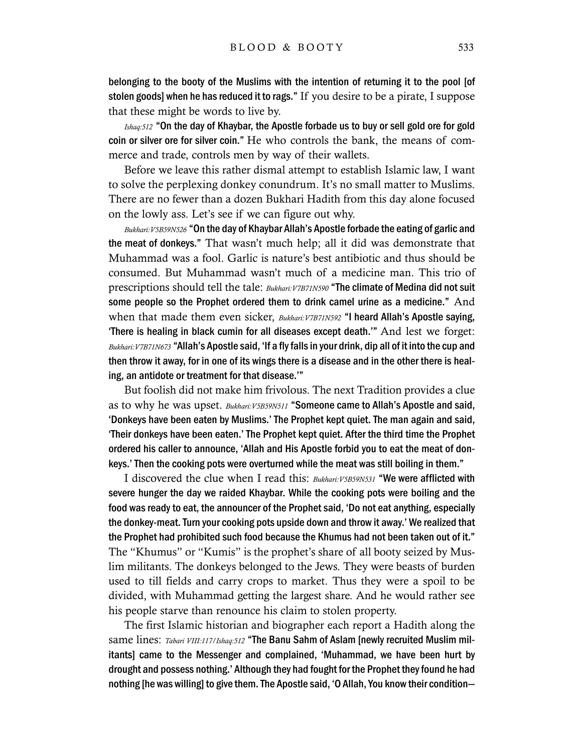belonging to the booty of the Muslims with the intention of returning it to the pool [of stolen goods] when he has reduced it to rags." If you desire to be a pirate, I suppose that these might be words to live by.

*Ishaq:512* **"On the day of Khaybar, the Apostle forbade us to buy or sell gold ore for gold coin or silver ore for silver coin."** He who controls the bank, the means of commerce and trade, controls men by way of their wallets.

Before we leave this rather dismal attempt to establish Islamic law, I want to solve the perplexing donkey conundrum. It's no small matter to Muslims. There are no fewer than a dozen Bukhari Hadith from this day alone focused on the lowly ass. Let's see if we can figure out why.

*Bukhari:V5B59N526* **"On the day of Khaybar Allah's Apostle forbade the eating of garlic and the meat of donkeys."** That wasn't much help; all it did was demonstrate that Muhammad was a fool. Garlic is nature's best antibiotic and thus should be consumed. But Muhammad wasn't much of a medicine man. This trio of prescriptions should tell the tale: *Bukhari:V7B71N590* **"The climate of Medina did not suit some people so the Prophet ordered them to drink camel urine as a medicine."** And when that made them even sicker, *Bukhari:V7B71N592* **"I heard Allah's Apostle saying, 'There is healing in black cumin for all diseases except death.'"** And lest we forget: *Bukhari:V7B71N673* **"Allah's Apostle said, 'If a fly falls in your drink, dip all of it into the cup and then throw it away, for in one of its wings there is a disease and in the other there is healing, an antidote or treatment for that disease.'"**

But foolish did not make him frivolous. The next Tradition provides a clue as to why he was upset. *Bukhari:V5B59N511* **"Someone came to Allah's Apostle and said, 'Donkeys have been eaten by Muslims.' The Prophet kept quiet. The man again and said, 'Their donkeys have been eaten.' The Prophet kept quiet. After the third time the Prophet ordered his caller to announce, 'Allah and His Apostle forbid you to eat the meat of donkeys.' Then the cooking pots were overturned while the meat was still boiling in them."**

I discovered the clue when I read this: *Bukhari:V5B59N531* **"We were afflicted with severe hunger the day we raided Khaybar. While the cooking pots were boiling and the food was ready to eat, the announcer of the Prophet said, 'Do not eat anything, especially the donkey-meat. Turn your cooking pots upside down and throw it away.' We realized that the Prophet had prohibited such food because the Khumus had not been taken out of it."** The "Khumus" or "Kumis" is the prophet's share of all booty seized by Muslim militants. The donkeys belonged to the Jews. They were beasts of burden used to till fields and carry crops to market. Thus they were a spoil to be divided, with Muhammad getting the largest share. And he would rather see his people starve than renounce his claim to stolen property.

The first Islamic historian and biographer each report a Hadith along the same lines: *Tabari VIII:117/Ishaq:512* **"The Banu Sahm of Aslam [newly recruited Muslim militants] came to the Messenger and complained, 'Muhammad, we have been hurt by drought and possess nothing.' Although they had fought for the Prophet they found he had nothing [he was willing] to give them. The Apostle said, 'O Allah, You know their condition—**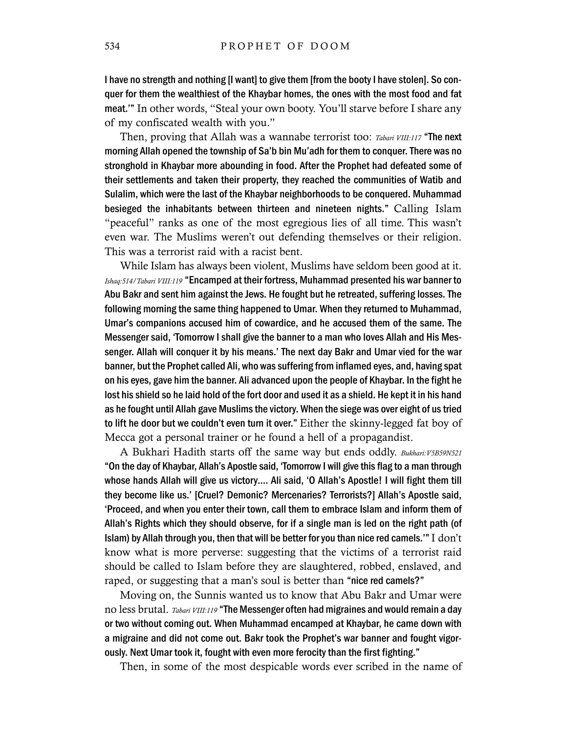**I have no strength and nothing [I want] to give them [from the booty I have stolen]. So conquer for them the wealthiest of the Khaybar homes, the ones with the most food and fat meat.'"** In other words, "Steal your own booty. You'll starve before I share any of my confiscated wealth with you."

Then, proving that Allah was a wannabe terrorist too: *Tabari VIII:117* **"The next morning Allah opened the township of Sa'b bin Mu'adh for them to conquer. There was no stronghold in Khaybar more abounding in food. After the Prophet had defeated some of their settlements and taken their property, they reached the communities of Watib and Sulalim, which were the last of the Khaybar neighborhoods to be conquered. Muhammad besieged the inhabitants between thirteen and nineteen nights."** Calling Islam "peaceful" ranks as one of the most egregious lies of all time. This wasn't even war. The Muslims weren't out defending themselves or their religion. This was a terrorist raid with a racist bent.

While Islam has always been violent, Muslims have seldom been good at it. *Ishaq:514/Tabari VIII:119* **"Encamped at their fortress, Muhammad presented his war banner to Abu Bakr and sent him against the Jews. He fought but he retreated, suffering losses. The following morning the same thing happened to Umar. When they returned to Muhammad, Umar's companions accused him of cowardice, and he accused them of the same. The Messenger said, 'Tomorrow I shall give the banner to a man who loves Allah and His Messenger. Allah will conquer it by his means.' The next day Bakr and Umar vied for the war banner, but the Prophet called Ali, who was suffering from inflamed eyes, and, having spat on his eyes, gave him the banner. Ali advanced upon the people of Khaybar. In the fight he lost his shield so he laid hold of the fort door and used it as a shield. He kept it in his hand as he fought until Allah gave Muslims the victory. When the siege was over eight of us tried to lift he door but we couldn't even turn it over."** Either the skinny-legged fat boy of Mecca got a personal trainer or he found a hell of a propagandist.

A Bukhari Hadith starts off the same way but ends oddly. *Bukhari:V5B59N521* **"On the day of Khaybar, Allah's Apostle said, 'Tomorrow I will give this flag to a man through whose hands Allah will give us victory.... Ali said, 'O Allah's Apostle! I will fight them till they become like us.' [Cruel? Demonic? Mercenaries? Terrorists?] Allah's Apostle said, 'Proceed, and when you enter their town, call them to embrace Islam and inform them of Allah's Rights which they should observe, for if a single man is led on the right path (of Islam) by Allah through you, then that will be better for you than nice red camels.'"** I don't know what is more perverse: suggesting that the victims of a terrorist raid should be called to Islam before they are slaughtered, robbed, enslaved, and raped, or suggesting that a man's soul is better than **"nice red camels?"**

Moving on, the Sunnis wanted us to know that Abu Bakr and Umar were no less brutal. *Tabari VIII:119* **"The Messenger often had migraines and would remain a day or two without coming out. When Muhammad encamped at Khaybar, he came down with a migraine and did not come out. Bakr took the Prophet's war banner and fought vigorously. Next Umar took it, fought with even more ferocity than the first fighting."**

Then, in some of the most despicable words ever scribed in the name of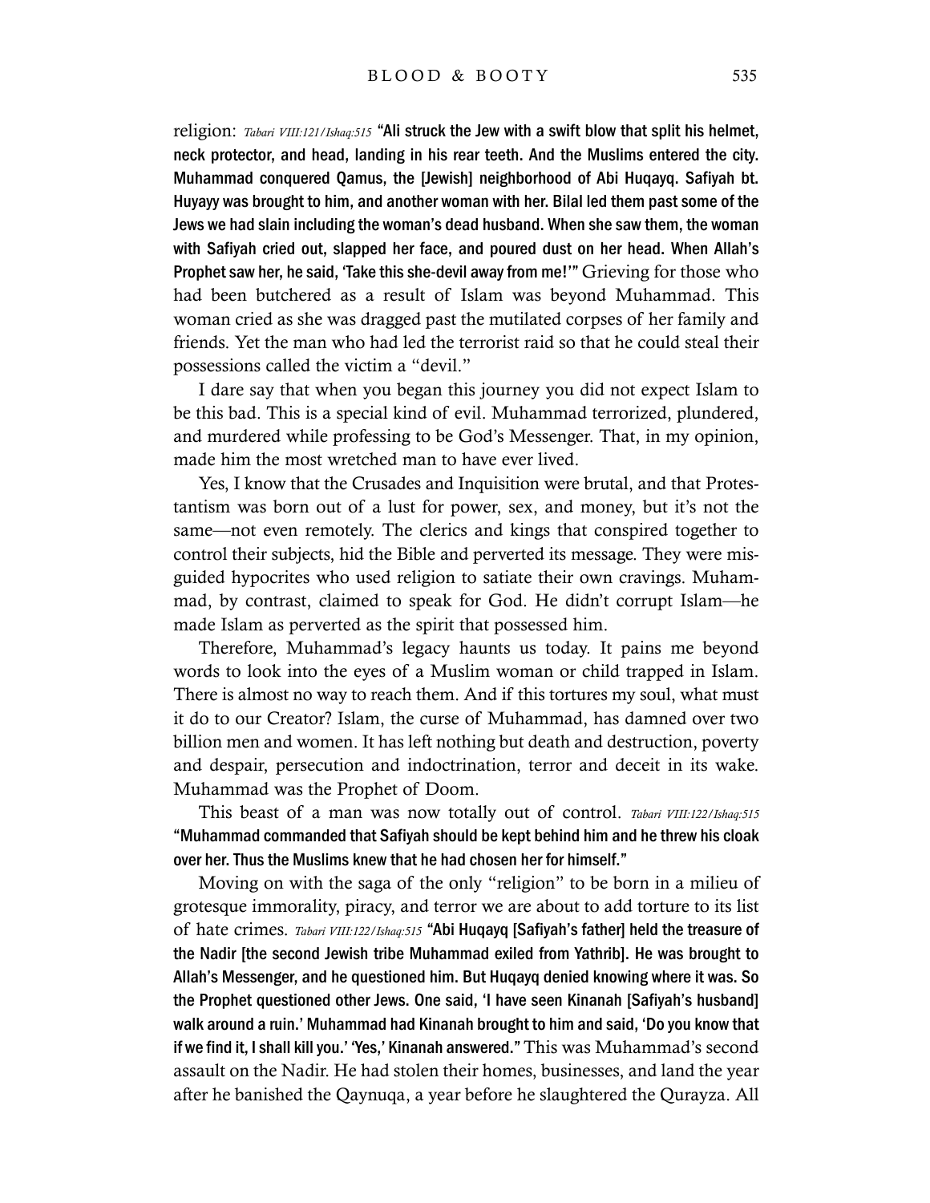religion: *Tabari VIII:121/Ishaq:515* **"Ali struck the Jew with a swift blow that split his helmet, neck protector, and head, landing in his rear teeth. And the Muslims entered the city. Muhammad conquered Qamus, the [Jewish] neighborhood of Abi Huqayq. Safiyah bt. Huyayy was brought to him, and another woman with her. Bilal led them past some of the Jews we had slain including the woman's dead husband. When she saw them, the woman with Safiyah cried out, slapped her face, and poured dust on her head. When Allah's Prophet saw her, he said, 'Take this she-devil away from me!'"** Grieving for those who had been butchered as a result of Islam was beyond Muhammad. This woman cried as she was dragged past the mutilated corpses of her family and friends. Yet the man who had led the terrorist raid so that he could steal their possessions called the victim a "devil."

I dare say that when you began this journey you did not expect Islam to be this bad. This is a special kind of evil. Muhammad terrorized, plundered, and murdered while professing to be God's Messenger. That, in my opinion, made him the most wretched man to have ever lived.

Yes, I know that the Crusades and Inquisition were brutal, and that Protestantism was born out of a lust for power, sex, and money, but it's not the same—not even remotely. The clerics and kings that conspired together to control their subjects, hid the Bible and perverted its message. They were misguided hypocrites who used religion to satiate their own cravings. Muhammad, by contrast, claimed to speak for God. He didn't corrupt Islam—he made Islam as perverted as the spirit that possessed him.

Therefore, Muhammad's legacy haunts us today. It pains me beyond words to look into the eyes of a Muslim woman or child trapped in Islam. There is almost no way to reach them. And if this tortures my soul, what must it do to our Creator? Islam, the curse of Muhammad, has damned over two billion men and women. It has left nothing but death and destruction, poverty and despair, persecution and indoctrination, terror and deceit in its wake. Muhammad was the Prophet of Doom.

This beast of a man was now totally out of control. *Tabari VIII:122/Ishaq:515* **"Muhammad commanded that Safiyah should be kept behind him and he threw his cloak over her. Thus the Muslims knew that he had chosen her for himself."**

Moving on with the saga of the only "religion" to be born in a milieu of grotesque immorality, piracy, and terror we are about to add torture to its list of hate crimes. *Tabari VIII:122/Ishaq:515* **"Abi Huqayq [Safiyah's father] held the treasure of the Nadir [the second Jewish tribe Muhammad exiled from Yathrib]. He was brought to Allah's Messenger, and he questioned him. But Huqayq denied knowing where it was. So the Prophet questioned other Jews. One said, 'I have seen Kinanah [Safiyah's husband] walk around a ruin.' Muhammad had Kinanah brought to him and said, 'Do you know that if we find it, I shall kill you.' 'Yes,' Kinanah answered."** This was Muhammad's second assault on the Nadir. He had stolen their homes, businesses, and land the year after he banished the Qaynuqa, a year before he slaughtered the Qurayza. All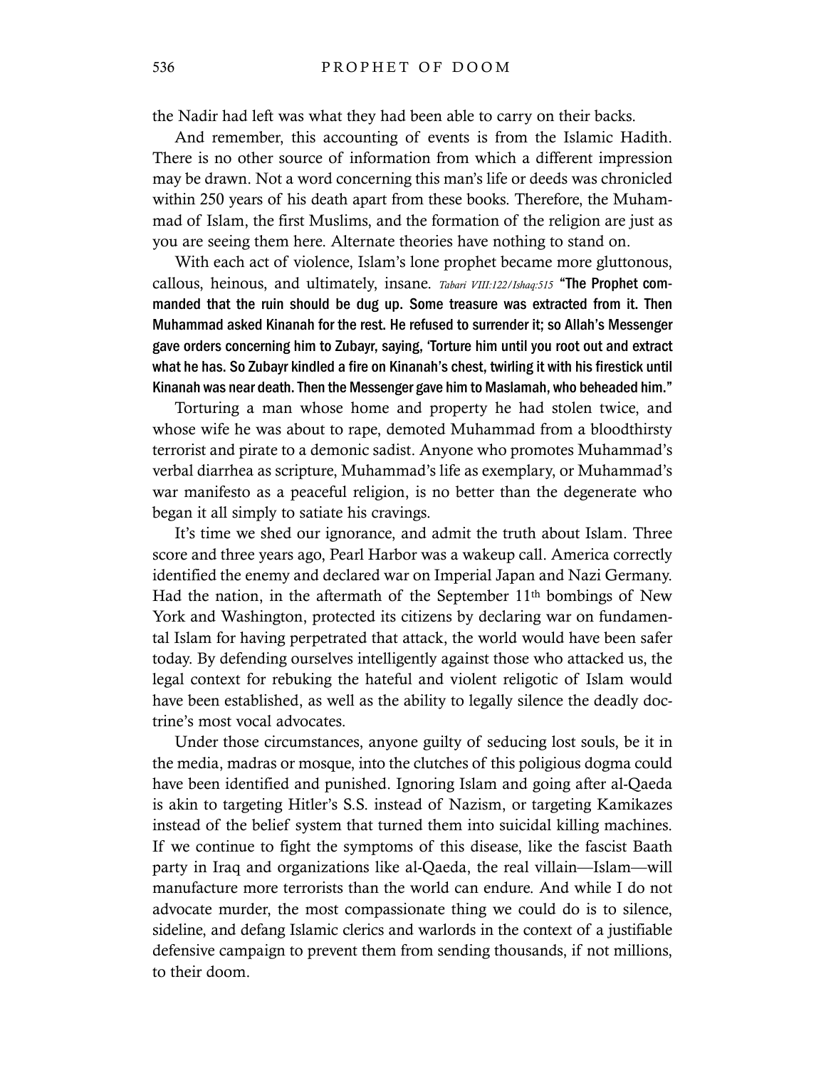the Nadir had left was what they had been able to carry on their backs.

And remember, this accounting of events is from the Islamic Hadith. There is no other source of information from which a different impression may be drawn. Not a word concerning this man's life or deeds was chronicled within 250 years of his death apart from these books. Therefore, the Muhammad of Islam, the first Muslims, and the formation of the religion are just as you are seeing them here. Alternate theories have nothing to stand on.

With each act of violence, Islam's lone prophet became more gluttonous, callous, heinous, and ultimately, insane. *Tabari VIII:122/Ishaq:515* **"The Prophet commanded that the ruin should be dug up. Some treasure was extracted from it. Then Muhammad asked Kinanah for the rest. He refused to surrender it; so Allah's Messenger gave orders concerning him to Zubayr, saying, 'Torture him until you root out and extract what he has. So Zubayr kindled a fire on Kinanah's chest, twirling it with his firestick until Kinanah was near death. Then the Messenger gave him to Maslamah, who beheaded him."**

Torturing a man whose home and property he had stolen twice, and whose wife he was about to rape, demoted Muhammad from a bloodthirsty terrorist and pirate to a demonic sadist. Anyone who promotes Muhammad's verbal diarrhea as scripture, Muhammad's life as exemplary, or Muhammad's war manifesto as a peaceful religion, is no better than the degenerate who began it all simply to satiate his cravings.

It's time we shed our ignorance, and admit the truth about Islam. Three score and three years ago, Pearl Harbor was a wakeup call. America correctly identified the enemy and declared war on Imperial Japan and Nazi Germany. Had the nation, in the aftermath of the September 11th bombings of New York and Washington, protected its citizens by declaring war on fundamental Islam for having perpetrated that attack, the world would have been safer today. By defending ourselves intelligently against those who attacked us, the legal context for rebuking the hateful and violent religotic of Islam would have been established, as well as the ability to legally silence the deadly doctrine's most vocal advocates.

Under those circumstances, anyone guilty of seducing lost souls, be it in the media, madras or mosque, into the clutches of this poligious dogma could have been identified and punished. Ignoring Islam and going after al-Qaeda is akin to targeting Hitler's S.S. instead of Nazism, or targeting Kamikazes instead of the belief system that turned them into suicidal killing machines. If we continue to fight the symptoms of this disease, like the fascist Baath party in Iraq and organizations like al-Qaeda, the real villain—Islam—will manufacture more terrorists than the world can endure. And while I do not advocate murder, the most compassionate thing we could do is to silence, sideline, and defang Islamic clerics and warlords in the context of a justifiable defensive campaign to prevent them from sending thousands, if not millions, to their doom.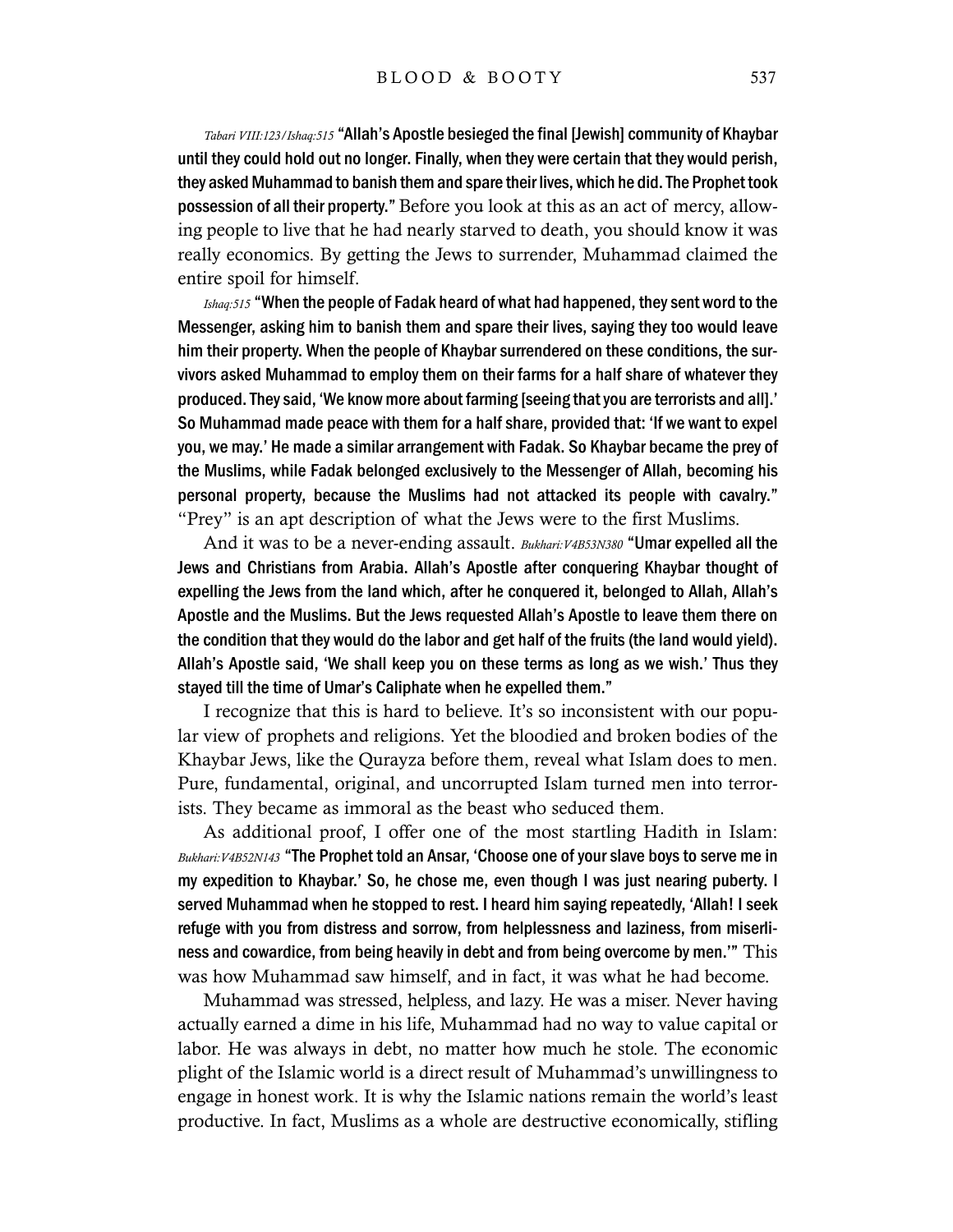*Tabari VIII:123/Ishaq:515* **"Allah's Apostle besieged the final [Jewish] community of Khaybar until they could hold out no longer. Finally, when they were certain that they would perish, they asked Muhammad to banish them and spare their lives, which he did. The Prophet took possession of all their property."** Before you look at this as an act of mercy, allowing people to live that he had nearly starved to death, you should know it was really economics. By getting the Jews to surrender, Muhammad claimed the entire spoil for himself.

*Ishaq:515* **"When the people of Fadak heard of what had happened, they sent word to the Messenger, asking him to banish them and spare their lives, saying they too would leave him their property. When the people of Khaybar surrendered on these conditions, the survivors asked Muhammad to employ them on their farms for a half share of whatever they produced. They said, 'We know more about farming [seeing that you are terrorists and all].' So Muhammad made peace with them for a half share, provided that: 'If we want to expel you, we may.' He made a similar arrangement with Fadak. So Khaybar became the prey of the Muslims, while Fadak belonged exclusively to the Messenger of Allah, becoming his personal property, because the Muslims had not attacked its people with cavalry."** "Prey" is an apt description of what the Jews were to the first Muslims.

And it was to be a never-ending assault. *Bukhari:V4B53N380* **"Umar expelled all the Jews and Christians from Arabia. Allah's Apostle after conquering Khaybar thought of expelling the Jews from the land which, after he conquered it, belonged to Allah, Allah's Apostle and the Muslims. But the Jews requested Allah's Apostle to leave them there on the condition that they would do the labor and get half of the fruits (the land would yield). Allah's Apostle said, 'We shall keep you on these terms as long as we wish.' Thus they stayed till the time of Umar's Caliphate when he expelled them."**

I recognize that this is hard to believe. It's so inconsistent with our popular view of prophets and religions. Yet the bloodied and broken bodies of the Khaybar Jews, like the Qurayza before them, reveal what Islam does to men. Pure, fundamental, original, and uncorrupted Islam turned men into terrorists. They became as immoral as the beast who seduced them.

As additional proof, I offer one of the most startling Hadith in Islam: *Bukhari:V4B52N143* **"The Prophet told an Ansar, 'Choose one of your slave boys to serve me in my expedition to Khaybar.' So, he chose me, even though I was just nearing puberty. I served Muhammad when he stopped to rest. I heard him saying repeatedly, 'Allah! I seek refuge with you from distress and sorrow, from helplessness and laziness, from miserliness and cowardice, from being heavily in debt and from being overcome by men.'"** This was how Muhammad saw himself, and in fact, it was what he had become.

Muhammad was stressed, helpless, and lazy. He was a miser. Never having actually earned a dime in his life, Muhammad had no way to value capital or labor. He was always in debt, no matter how much he stole. The economic plight of the Islamic world is a direct result of Muhammad's unwillingness to engage in honest work. It is why the Islamic nations remain the world's least productive. In fact, Muslims as a whole are destructive economically, stifling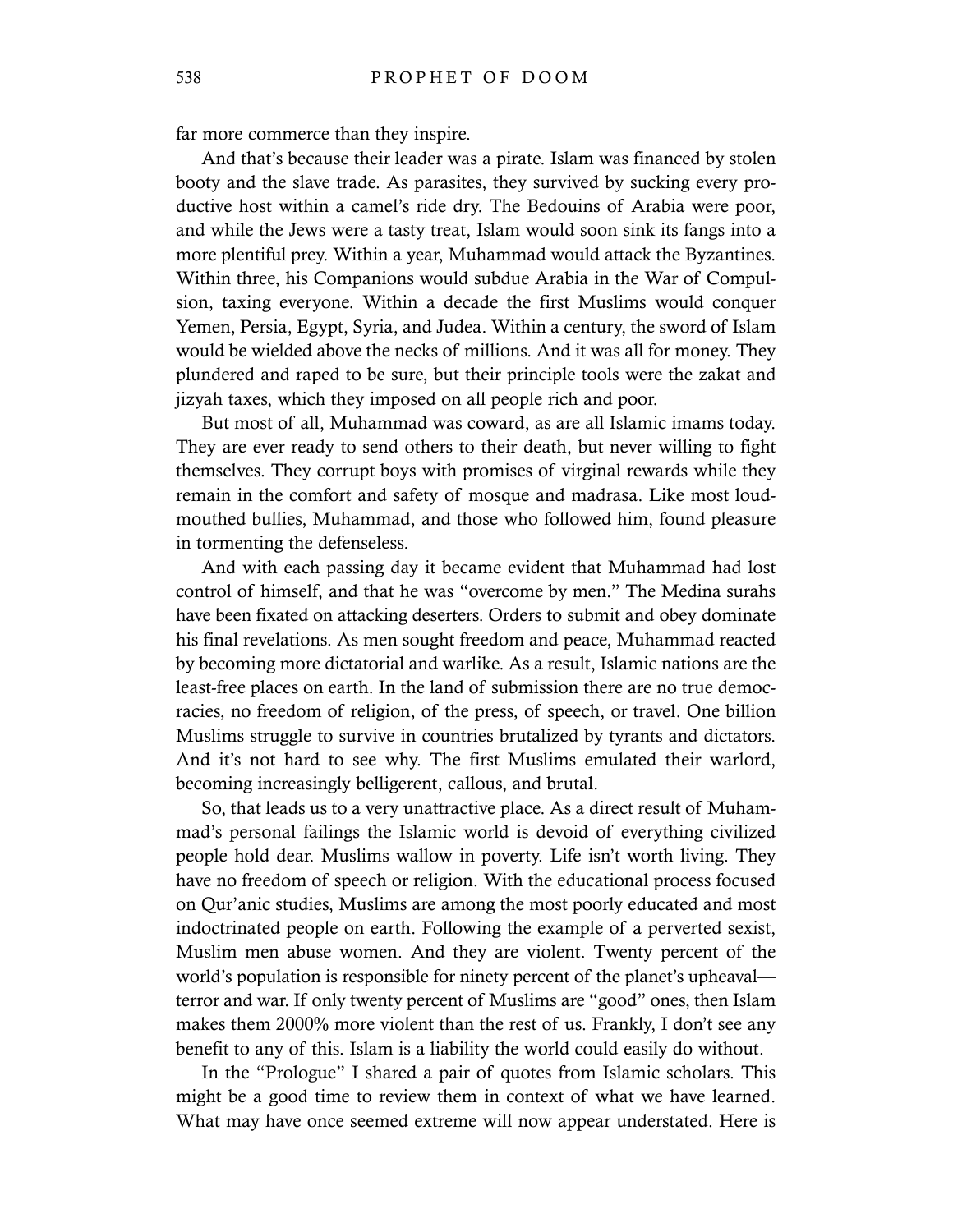far more commerce than they inspire.

And that's because their leader was a pirate. Islam was financed by stolen booty and the slave trade. As parasites, they survived by sucking every productive host within a camel's ride dry. The Bedouins of Arabia were poor, and while the Jews were a tasty treat, Islam would soon sink its fangs into a more plentiful prey. Within a year, Muhammad would attack the Byzantines. Within three, his Companions would subdue Arabia in the War of Compulsion, taxing everyone. Within a decade the first Muslims would conquer Yemen, Persia, Egypt, Syria, and Judea. Within a century, the sword of Islam would be wielded above the necks of millions. And it was all for money. They plundered and raped to be sure, but their principle tools were the zakat and jizyah taxes, which they imposed on all people rich and poor.

But most of all, Muhammad was coward, as are all Islamic imams today. They are ever ready to send others to their death, but never willing to fight themselves. They corrupt boys with promises of virginal rewards while they remain in the comfort and safety of mosque and madrasa. Like most loud-mouthed bullies, Muhammad, and those who followed him, found pleasure in tormenting the defenseless.

And with each passing day it became evident that Muhammad had lost control of himself, and that he was "overcome by men." The Medina surahs have been fixated on attacking deserters. Orders to submit and obey dominate his final revelations. As men sought freedom and peace, Muhammad reacted by becoming more dictatorial and warlike. As a result, Islamic nations are the least-free places on earth. In the land of submission there are no true democracies, no freedom of religion, of the press, of speech, or travel. One billion Muslims struggle to survive in countries brutalized by tyrants and dictators. And it's not hard to see why. The first Muslims emulated their warlord, becoming increasingly belligerent, callous, and brutal.

So, that leads us to a very unattractive place. As a direct result of Muhammad's personal failings the Islamic world is devoid of everything civilized people hold dear. Muslims wallow in poverty. Life isn't worth living. They have no freedom of speech or religion. With the educational process focused on Qur'anic studies, Muslims are among the most poorly educated and most indoctrinated people on earth. Following the example of a perverted sexist, Muslim men abuse women. And they are violent. Twenty percent of the world's population is responsible for ninety percent of the planet's upheaval—terror and war. If only twenty percent of Muslims are "good" ones, then Islam makes them 2000% more violent than the rest of us. Frankly, I don't see any benefit to any of this. Islam is a liability the world could easily do without.

In the "Prologue" I shared a pair of quotes from Islamic scholars. This might be a good time to review them in context of what we have learned. What may have once seemed extreme will now appear understated. Here is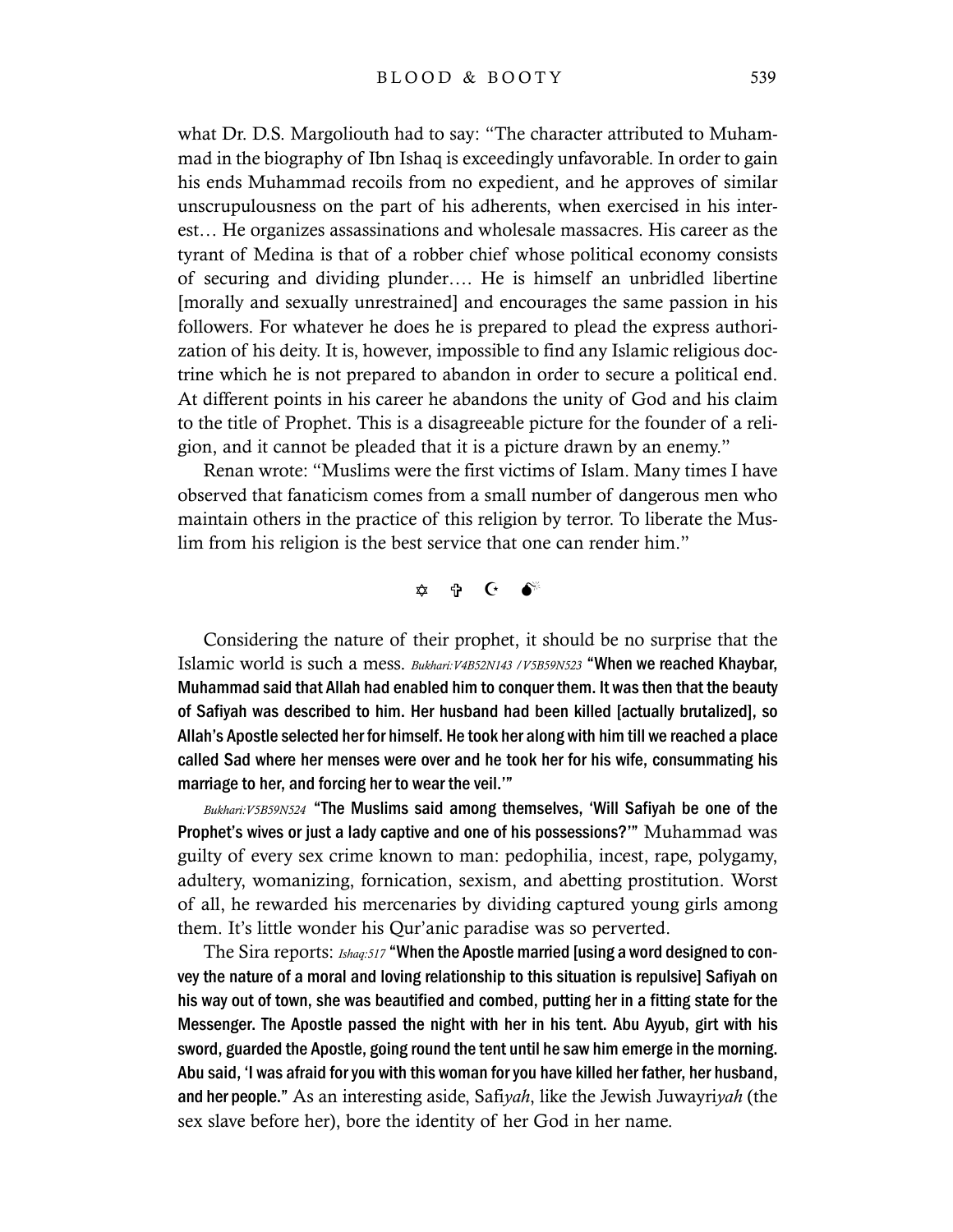what Dr. D.S. Margoliouth had to say: "The character attributed to Muhammad in the biography of Ibn Ishaq is exceedingly unfavorable. In order to gain his ends Muhammad recoils from no expedient, and he approves of similar unscrupulousness on the part of his adherents, when exercised in his interest… He organizes assassinations and wholesale massacres. His career as the tyrant of Medina is that of a robber chief whose political economy consists of securing and dividing plunder…. He is himself an unbridled libertine [morally and sexually unrestrained] and encourages the same passion in his followers. For whatever he does he is prepared to plead the express authorization of his deity. It is, however, impossible to find any Islamic religious doctrine which he is not prepared to abandon in order to secure a political end. At different points in his career he abandons the unity of God and his claim to the title of Prophet. This is a disagreeable picture for the founder of a religion, and it cannot be pleaded that it is a picture drawn by an enemy."

Renan wrote: "Muslims were the first victims of Islam. Many times I have observed that fanaticism comes from a small number of dangerous men who maintain others in the practice of this religion by terror. To liberate the Muslim from his religion is the best service that one can render him."

✡ ✞ ☪ 💣

Considering the nature of their prophet, it should be no surprise that the Islamic world is such a mess. *Bukhari:V4B52N143 / V5B59N523* **"When we reached Khaybar, Muhammad said that Allah had enabled him to conquer them. It was then that the beauty of Safiyah was described to him. Her husband had been killed [actually brutalized], so Allah's Apostle selected her for himself. He took her along with him till we reached a place called Sad where her menses were over and he took her for his wife, consummating his marriage to her, and forcing her to wear the veil.'"**

*Bukhari:V5B59N524* **"The Muslims said among themselves, 'Will Safiyah be one of the Prophet's wives or just a lady captive and one of his possessions?'"** Muhammad was guilty of every sex crime known to man: pedophilia, incest, rape, polygamy, adultery, womanizing, fornication, sexism, and abetting prostitution. Worst of all, he rewarded his mercenaries by dividing captured young girls among them. It's little wonder his Qur'anic paradise was so perverted.

The Sira reports: *Ishaq:517* **"When the Apostle married [using a word designed to convey the nature of a moral and loving relationship to this situation is repulsive] Safiyah on his way out of town, she was beautified and combed, putting her in a fitting state for the Messenger. The Apostle passed the night with her in his tent. Abu Ayyub, girt with his sword, guarded the Apostle, going round the tent until he saw him emerge in the morning. Abu said, 'I was afraid for you with this woman for you have killed her father, her husband, and her people."** As an interesting aside, Safi*yah*, like the Jewish Juwayri*yah* (the sex slave before her), bore the identity of her God in her name.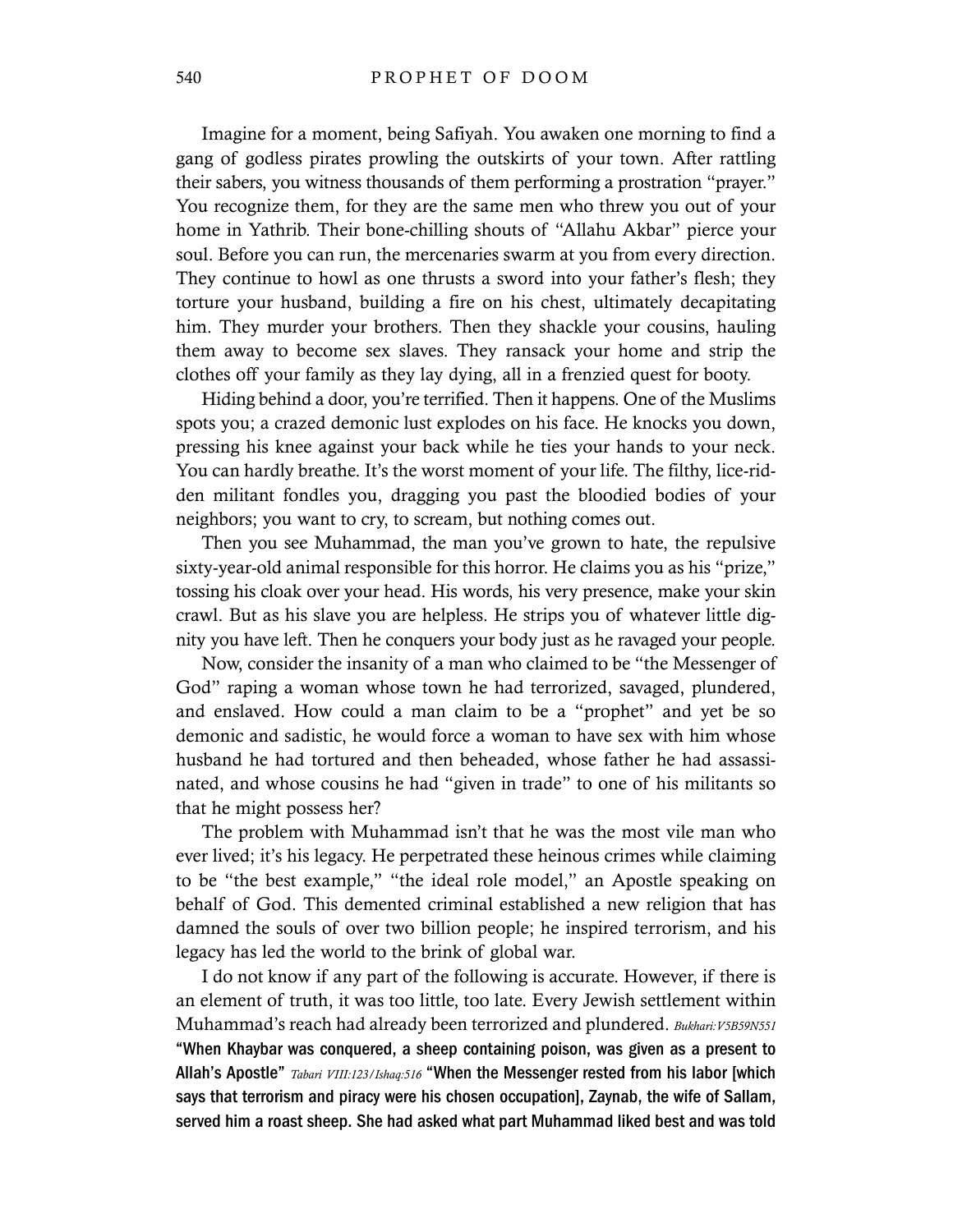Imagine for a moment, being Safiyah. You awaken one morning to find a gang of godless pirates prowling the outskirts of your town. After rattling their sabers, you witness thousands of them performing a prostration "prayer." You recognize them, for they are the same men who threw you out of your home in Yathrib. Their bone-chilling shouts of "Allahu Akbar" pierce your soul. Before you can run, the mercenaries swarm at you from every direction. They continue to howl as one thrusts a sword into your father's flesh; they torture your husband, building a fire on his chest, ultimately decapitating him. They murder your brothers. Then they shackle your cousins, hauling them away to become sex slaves. They ransack your home and strip the clothes off your family as they lay dying, all in a frenzied quest for booty.

Hiding behind a door, you're terrified. Then it happens. One of the Muslims spots you; a crazed demonic lust explodes on his face. He knocks you down, pressing his knee against your back while he ties your hands to your neck. You can hardly breathe. It's the worst moment of your life. The filthy, lice-ridden militant fondles you, dragging you past the bloodied bodies of your neighbors; you want to cry, to scream, but nothing comes out.

Then you see Muhammad, the man you've grown to hate, the repulsive sixty-year-old animal responsible for this horror. He claims you as his "prize," tossing his cloak over your head. His words, his very presence, make your skin crawl. But as his slave you are helpless. He strips you of whatever little dignity you have left. Then he conquers your body just as he ravaged your people.

Now, consider the insanity of a man who claimed to be "the Messenger of God" raping a woman whose town he had terrorized, savaged, plundered, and enslaved. How could a man claim to be a "prophet" and yet be so demonic and sadistic, he would force a woman to have sex with him whose husband he had tortured and then beheaded, whose father he had assassinated, and whose cousins he had "given in trade" to one of his militants so that he might possess her?

The problem with Muhammad isn't that he was the most vile man who ever lived; it's his legacy. He perpetrated these heinous crimes while claiming to be "the best example," "the ideal role model," an Apostle speaking on behalf of God. This demented criminal established a new religion that has damned the souls of over two billion people; he inspired terrorism, and his legacy has led the world to the brink of global war.

I do not know if any part of the following is accurate. However, if there is an element of truth, it was too little, too late. Every Jewish settlement within Muhammad's reach had already been terrorized and plundered. *Bukhari:V5B59N551* **"When Khaybar was conquered, a sheep containing poison, was given as a present to Allah's Apostle"** *Tabari VIII:123/Ishaq:516* **"When the Messenger rested from his labor [which says that terrorism and piracy were his chosen occupation], Zaynab, the wife of Sallam, served him a roast sheep. She had asked what part Muhammad liked best and was told**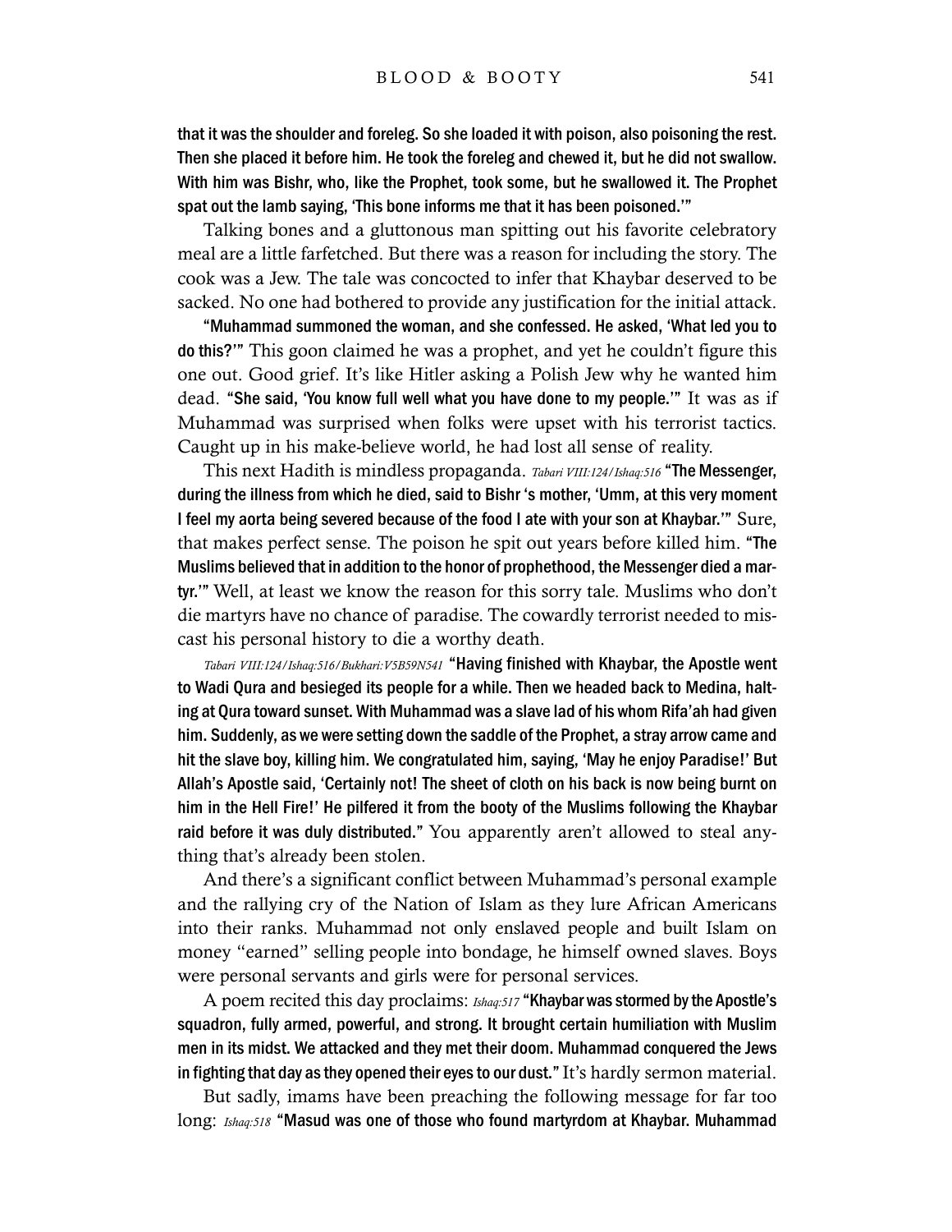**that it was the shoulder and foreleg. So she loaded it with poison, also poisoning the rest. Then she placed it before him. He took the foreleg and chewed it, but he did not swallow. With him was Bishr, who, like the Prophet, took some, but he swallowed it. The Prophet spat out the lamb saying, 'This bone informs me that it has been poisoned.'"**

Talking bones and a gluttonous man spitting out his favorite celebratory meal are a little farfetched. But there was a reason for including the story. The cook was a Jew. The tale was concocted to infer that Khaybar deserved to be sacked. No one had bothered to provide any justification for the initial attack.

**"Muhammad summoned the woman, and she confessed. He asked, 'What led you to do this?'"** This goon claimed he was a prophet, and yet he couldn't figure this one out. Good grief. It's like Hitler asking a Polish Jew why he wanted him dead. **"She said, 'You know full well what you have done to my people.'"** It was as if Muhammad was surprised when folks were upset with his terrorist tactics. Caught up in his make-believe world, he had lost all sense of reality.

This next Hadith is mindless propaganda. *Tabari VIII:124/Ishaq:516* **"The Messenger, during the illness from which he died, said to Bishr 's mother, 'Umm, at this very moment I feel my aorta being severed because of the food I ate with your son at Khaybar.'"** Sure, that makes perfect sense. The poison he spit out years before killed him. **"The Muslims believed that in addition to the honor of prophethood, the Messenger died a martyr.'"** Well, at least we know the reason for this sorry tale. Muslims who don't die martyrs have no chance of paradise. The cowardly terrorist needed to miscast his personal history to die a worthy death.

*Tabari VIII:124/Ishaq:516/Bukhari:V5B59N541* **"Having finished with Khaybar, the Apostle went to Wadi Qura and besieged its people for a while. Then we headed back to Medina, halting at Qura toward sunset. With Muhammad was a slave lad of his whom Rifa'ah had given him. Suddenly, as we were setting down the saddle of the Prophet, a stray arrow came and hit the slave boy, killing him. We congratulated him, saying, 'May he enjoy Paradise!' But Allah's Apostle said, 'Certainly not! The sheet of cloth on his back is now being burnt on him in the Hell Fire!' He pilfered it from the booty of the Muslims following the Khaybar raid before it was duly distributed."** You apparently aren't allowed to steal anything that's already been stolen.

And there's a significant conflict between Muhammad's personal example and the rallying cry of the Nation of Islam as they lure African Americans into their ranks. Muhammad not only enslaved people and built Islam on money "earned" selling people into bondage, he himself owned slaves. Boys were personal servants and girls were for personal services.

A poem recited this day proclaims: *Ishaq:517* **"Khaybar was stormed by the Apostle's squadron, fully armed, powerful, and strong. It brought certain humiliation with Muslim men in its midst. We attacked and they met their doom. Muhammad conquered the Jews in fighting that day as they opened their eyes to our dust."** It's hardly sermon material.

But sadly, imams have been preaching the following message for far too long: *Ishaq:518* **"Masud was one of those who found martyrdom at Khaybar. Muhammad**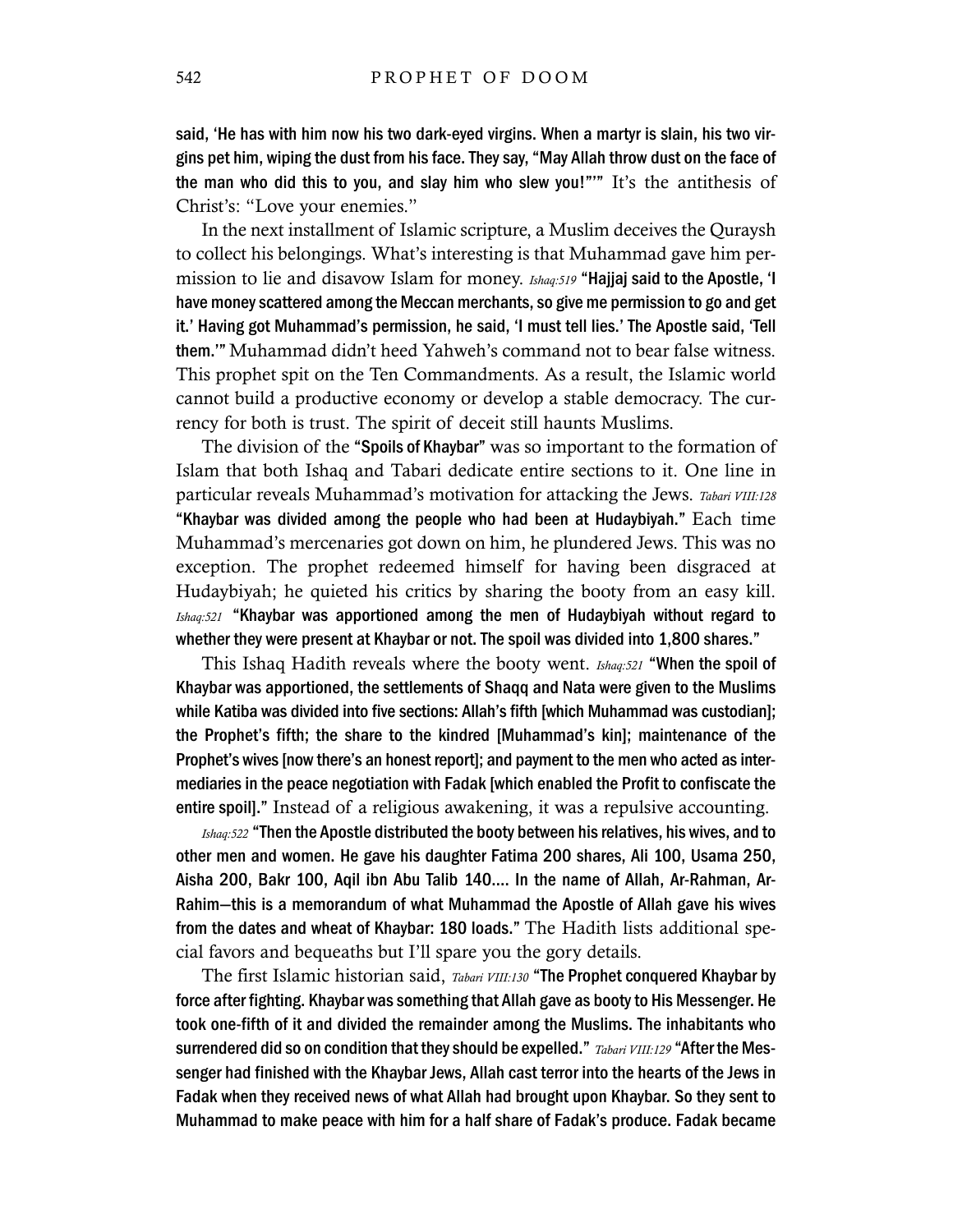said, 'He has with him now his two dark-eyed virgins. When a martyr is slain, his two virgins pet him, wiping the dust from his face. They say, "May Allah throw dust on the face of the man who did this to you, and slay him who slew you!"'" It's the antithesis of Christ's: "Love your enemies."

In the next installment of Islamic scripture, a Muslim deceives the Quraysh to collect his belongings. What's interesting is that Muhammad gave him permission to lie and disavow Islam for money. *Ishaq:519* "Hajjaj said to the Apostle, 'I have money scattered among the Meccan merchants, so give me permission to go and get it.' Having got Muhammad's permission, he said, 'I must tell lies.' The Apostle said, 'Tell them.'" Muhammad didn't heed Yahweh's command not to bear false witness. This prophet spit on the Ten Commandments. As a result, the Islamic world cannot build a productive economy or develop a stable democracy. The currency for both is trust. The spirit of deceit still haunts Muslims.

The division of the "Spoils of Khaybar" was so important to the formation of Islam that both Ishaq and Tabari dedicate entire sections to it. One line in particular reveals Muhammad's motivation for attacking the Jews. *Tabari VIII:128* "Khaybar was divided among the people who had been at Hudaybiyah." Each time Muhammad's mercenaries got down on him, he plundered Jews. This was no exception. The prophet redeemed himself for having been disgraced at Hudaybiyah; he quieted his critics by sharing the booty from an easy kill. *Ishaq:521* "Khaybar was apportioned among the men of Hudaybiyah without regard to whether they were present at Khaybar or not. The spoil was divided into 1,800 shares."

This Ishaq Hadith reveals where the booty went. *Ishaq:521* "When the spoil of Khaybar was apportioned, the settlements of Shaqq and Nata were given to the Muslims while Katiba was divided into five sections: Allah's fifth [which Muhammad was custodian]; the Prophet's fifth; the share to the kindred [Muhammad's kin]; maintenance of the Prophet's wives [now there's an honest report]; and payment to the men who acted as intermediaries in the peace negotiation with Fadak [which enabled the Profit to confiscate the entire spoil]." Instead of a religious awakening, it was a repulsive accounting.

*Ishaq:522* "Then the Apostle distributed the booty between his relatives, his wives, and to other men and women. He gave his daughter Fatima 200 shares, Ali 100, Usama 250, Aisha 200, Bakr 100, Aqil ibn Abu Talib 140.... In the name of Allah, Ar-Rahman, Ar-Rahim—this is a memorandum of what Muhammad the Apostle of Allah gave his wives from the dates and wheat of Khaybar: 180 loads." The Hadith lists additional special favors and bequeaths but I'll spare you the gory details.

The first Islamic historian said, *Tabari VIII:130* "The Prophet conquered Khaybar by force after fighting. Khaybar was something that Allah gave as booty to His Messenger. He took one-fifth of it and divided the remainder among the Muslims. The inhabitants who surrendered did so on condition that they should be expelled." *Tabari VIII:129* "After the Messenger had finished with the Khaybar Jews, Allah cast terror into the hearts of the Jews in Fadak when they received news of what Allah had brought upon Khaybar. So they sent to Muhammad to make peace with him for a half share of Fadak's produce. Fadak became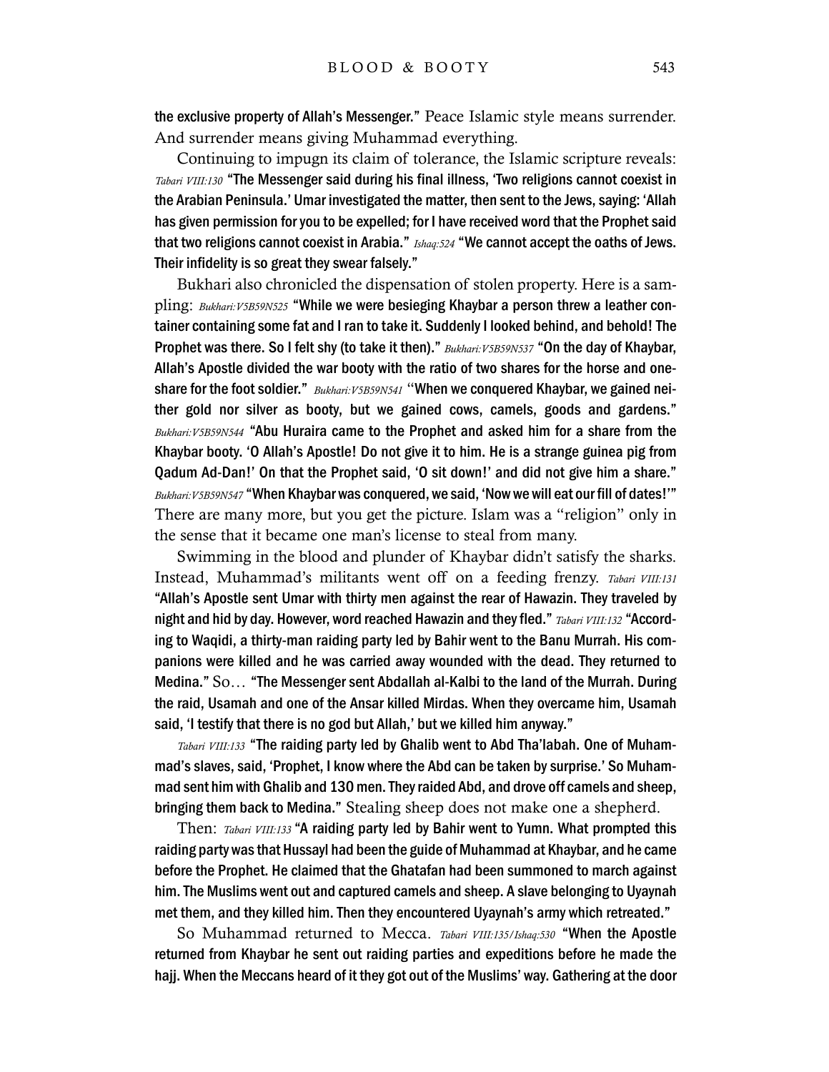**the exclusive property of Allah's Messenger."** Peace Islamic style means surrender. And surrender means giving Muhammad everything.

Continuing to impugn its claim of tolerance, the Islamic scripture reveals: *Tabari VIII:130* **"The Messenger said during his final illness, 'Two religions cannot coexist in the Arabian Peninsula.' Umar investigated the matter, then sent to the Jews, saying: 'Allah has given permission for you to be expelled; for I have received word that the Prophet said that two religions cannot coexist in Arabia."** *Ishaq:524* **"We cannot accept the oaths of Jews. Their infidelity is so great they swear falsely."**

Bukhari also chronicled the dispensation of stolen property. Here is a sampling: *Bukhari:V5B59N525* **"While we were besieging Khaybar a person threw a leather container containing some fat and I ran to take it. Suddenly I looked behind, and behold! The Prophet was there. So I felt shy (to take it then)."** *Bukhari:V5B59N537* **"On the day of Khaybar, Allah's Apostle divided the war booty with the ratio of two shares for the horse and one-share for the foot soldier."** *Bukhari:V5B59N541* **"When we conquered Khaybar, we gained neither gold nor silver as booty, but we gained cows, camels, goods and gardens."** *Bukhari:V5B59N544* **"Abu Huraira came to the Prophet and asked him for a share from the Khaybar booty. 'O Allah's Apostle! Do not give it to him. He is a strange guinea pig from Qadum Ad-Dan!' On that the Prophet said, 'O sit down!' and did not give him a share."** *Bukhari:V5B59N547* **"When Khaybar was conquered, we said, 'Now we will eat our fill of dates!'"** There are many more, but you get the picture. Islam was a "religion" only in the sense that it became one man's license to steal from many.

Swimming in the blood and plunder of Khaybar didn't satisfy the sharks. Instead, Muhammad's militants went off on a feeding frenzy. *Tabari VIII:131* **"Allah's Apostle sent Umar with thirty men against the rear of Hawazin. They traveled by night and hid by day. However, word reached Hawazin and they fled."** *Tabari VIII:132* **"According to Waqidi, a thirty-man raiding party led by Bahir went to the Banu Murrah. His companions were killed and he was carried away wounded with the dead. They returned to Medina."** So… **"The Messenger sent Abdallah al-Kalbi to the land of the Murrah. During the raid, Usamah and one of the Ansar killed Mirdas. When they overcame him, Usamah said, 'I testify that there is no god but Allah,' but we killed him anyway."**

*Tabari VIII:133* **"The raiding party led by Ghalib went to Abd Tha'labah. One of Muhammad's slaves, said, 'Prophet, I know where the Abd can be taken by surprise.' So Muhammad sent him with Ghalib and 130 men. They raided Abd, and drove off camels and sheep, bringing them back to Medina."** Stealing sheep does not make one a shepherd.

Then: *Tabari VIII:133* **"A raiding party led by Bahir went to Yumn. What prompted this raiding party was that Hussayl had been the guide of Muhammad at Khaybar, and he came before the Prophet. He claimed that the Ghatafan had been summoned to march against him. The Muslims went out and captured camels and sheep. A slave belonging to Uyaynah met them, and they killed him. Then they encountered Uyaynah's army which retreated."**

So Muhammad returned to Mecca. *Tabari VIII:135/Ishaq:530* **"When the Apostle returned from Khaybar he sent out raiding parties and expeditions before he made the hajj. When the Meccans heard of it they got out of the Muslims' way. Gathering at the door**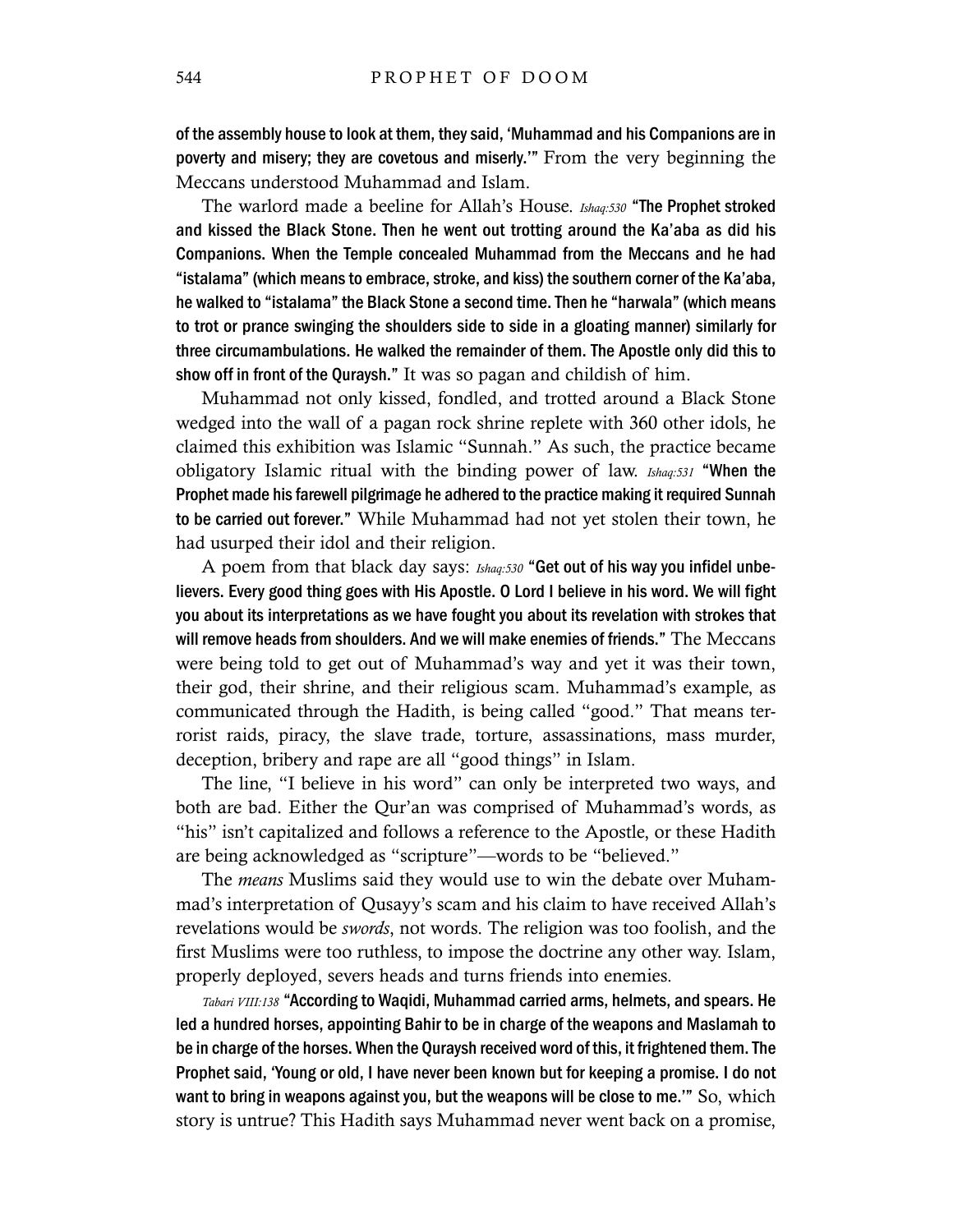of the assembly house to look at them, they said, 'Muhammad and his Companions are in poverty and misery; they are covetous and miserly.'" From the very beginning the Meccans understood Muhammad and Islam.

The warlord made a beeline for Allah's House. *Ishaq:530* "The Prophet stroked and kissed the Black Stone. Then he went out trotting around the Ka'aba as did his Companions. When the Temple concealed Muhammad from the Meccans and he had "istalama" (which means to embrace, stroke, and kiss) the southern corner of the Ka'aba, he walked to "istalama" the Black Stone a second time. Then he "harwala" (which means to trot or prance swinging the shoulders side to side in a gloating manner) similarly for three circumambulations. He walked the remainder of them. The Apostle only did this to show off in front of the Quraysh." It was so pagan and childish of him.

Muhammad not only kissed, fondled, and trotted around a Black Stone wedged into the wall of a pagan rock shrine replete with 360 other idols, he claimed this exhibition was Islamic "Sunnah." As such, the practice became obligatory Islamic ritual with the binding power of law. *Ishaq:531* "When the Prophet made his farewell pilgrimage he adhered to the practice making it required Sunnah to be carried out forever." While Muhammad had not yet stolen their town, he had usurped their idol and their religion.

A poem from that black day says: *Ishaq:530* "Get out of his way you infidel unbelievers. Every good thing goes with His Apostle. O Lord I believe in his word. We will fight you about its interpretations as we have fought you about its revelation with strokes that will remove heads from shoulders. And we will make enemies of friends." The Meccans were being told to get out of Muhammad's way and yet it was their town, their god, their shrine, and their religious scam. Muhammad's example, as communicated through the Hadith, is being called "good." That means terrorist raids, piracy, the slave trade, torture, assassinations, mass murder, deception, bribery and rape are all "good things" in Islam.

The line, "I believe in his word" can only be interpreted two ways, and both are bad. Either the Qur'an was comprised of Muhammad's words, as "his" isn't capitalized and follows a reference to the Apostle, or these Hadith are being acknowledged as "scripture"—words to be "believed."

The *means* Muslims said they would use to win the debate over Muhammad's interpretation of Qusayy's scam and his claim to have received Allah's revelations would be *swords*, not words. The religion was too foolish, and the first Muslims were too ruthless, to impose the doctrine any other way. Islam, properly deployed, severs heads and turns friends into enemies.

*Tabari VIII:138* "According to Waqidi, Muhammad carried arms, helmets, and spears. He led a hundred horses, appointing Bahir to be in charge of the weapons and Maslamah to be in charge of the horses. When the Quraysh received word of this, it frightened them. The Prophet said, 'Young or old, I have never been known but for keeping a promise. I do not want to bring in weapons against you, but the weapons will be close to me.'" So, which story is untrue? This Hadith says Muhammad never went back on a promise,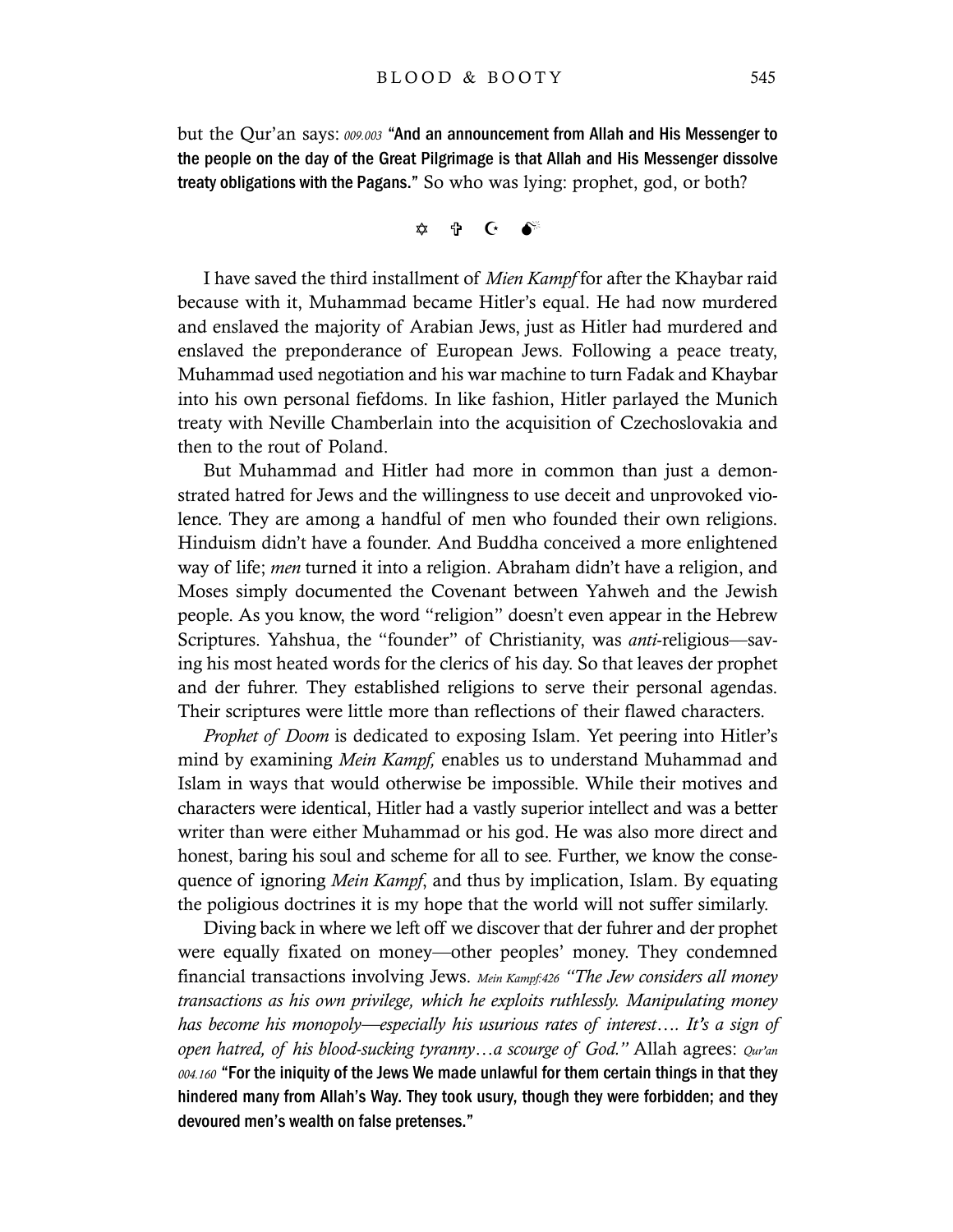but the Qur'an says: *009.003* **"And an announcement from Allah and His Messenger to the people on the day of the Great Pilgrimage is that Allah and His Messenger dissolve treaty obligations with the Pagans."** So who was lying: prophet, god, or both?

✡ ✞ ☪ 💣

I have saved the third installment of *Mien Kampf* for after the Khaybar raid because with it, Muhammad became Hitler's equal. He had now murdered and enslaved the majority of Arabian Jews, just as Hitler had murdered and enslaved the preponderance of European Jews. Following a peace treaty, Muhammad used negotiation and his war machine to turn Fadak and Khaybar into his own personal fiefdoms. In like fashion, Hitler parlayed the Munich treaty with Neville Chamberlain into the acquisition of Czechoslovakia and then to the rout of Poland.

But Muhammad and Hitler had more in common than just a demonstrated hatred for Jews and the willingness to use deceit and unprovoked violence. They are among a handful of men who founded their own religions. Hinduism didn't have a founder. And Buddha conceived a more enlightened way of life; *men* turned it into a religion. Abraham didn't have a religion, and Moses simply documented the Covenant between Yahweh and the Jewish people. As you know, the word "religion" doesn't even appear in the Hebrew Scriptures. Yahshua, the "founder" of Christianity, was *anti*-religious—saving his most heated words for the clerics of his day. So that leaves der prophet and der fuhrer. They established religions to serve their personal agendas. Their scriptures were little more than reflections of their flawed characters.

*Prophet of Doom* is dedicated to exposing Islam. Yet peering into Hitler's mind by examining *Mein Kampf,* enables us to understand Muhammad and Islam in ways that would otherwise be impossible. While their motives and characters were identical, Hitler had a vastly superior intellect and was a better writer than were either Muhammad or his god. He was also more direct and honest, baring his soul and scheme for all to see. Further, we know the consequence of ignoring *Mein Kampf*, and thus by implication, Islam. By equating the poligious doctrines it is my hope that the world will not suffer similarly.

Diving back in where we left off we discover that der fuhrer and der prophet were equally fixated on money—other peoples' money. They condemned financial transactions involving Jews. *Mein Kampf:426* *"The Jew considers all money transactions as his own privilege, which he exploits ruthlessly. Manipulating money has become his monopoly—especially his usurious rates of interest…. It's a sign of open hatred, of his blood-sucking tyranny…a scourge of God."* Allah agrees: *Qur'an 004.160* **"For the iniquity of the Jews We made unlawful for them certain things in that they hindered many from Allah's Way. They took usury, though they were forbidden; and they devoured men's wealth on false pretenses."**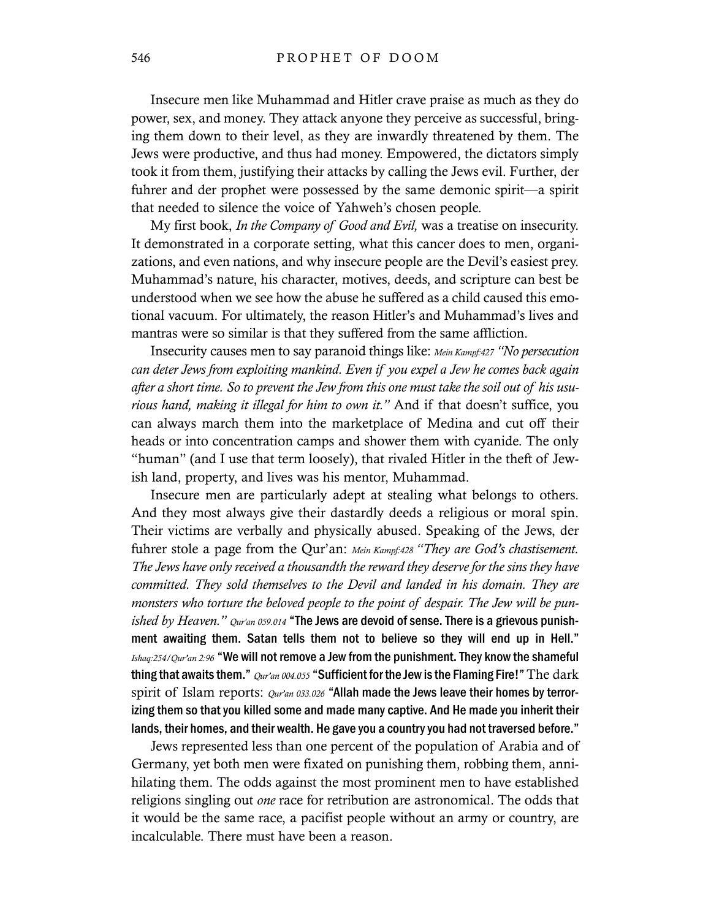Insecure men like Muhammad and Hitler crave praise as much as they do power, sex, and money. They attack anyone they perceive as successful, bringing them down to their level, as they are inwardly threatened by them. The Jews were productive, and thus had money. Empowered, the dictators simply took it from them, justifying their attacks by calling the Jews evil. Further, der fuhrer and der prophet were possessed by the same demonic spirit—a spirit that needed to silence the voice of Yahweh's chosen people.

My first book, *In the Company of Good and Evil,* was a treatise on insecurity. It demonstrated in a corporate setting, what this cancer does to men, organizations, and even nations, and why insecure people are the Devil's easiest prey. Muhammad's nature, his character, motives, deeds, and scripture can best be understood when we see how the abuse he suffered as a child caused this emotional vacuum. For ultimately, the reason Hitler's and Muhammad's lives and mantras were so similar is that they suffered from the same affliction.

Insecurity causes men to say paranoid things like: *Mein Kampf:427 "No persecution can deter Jews from exploiting mankind. Even if you expel a Jew he comes back again after a short time. So to prevent the Jew from this one must take the soil out of his usurious hand, making it illegal for him to own it."* And if that doesn't suffice, you can always march them into the marketplace of Medina and cut off their heads or into concentration camps and shower them with cyanide. The only "human" (and I use that term loosely), that rivaled Hitler in the theft of Jewish land, property, and lives was his mentor, Muhammad.

Insecure men are particularly adept at stealing what belongs to others. And they most always give their dastardly deeds a religious or moral spin. Their victims are verbally and physically abused. Speaking of the Jews, der fuhrer stole a page from the Qur'an: *Mein Kampf:428 "They are God's chastisement. The Jews have only received a thousandth the reward they deserve for the sins they have committed. They sold themselves to the Devil and landed in his domain. They are monsters who torture the beloved people to the point of despair. The Jew will be punished by Heaven."* *Qur'an 059.014* **"The Jews are devoid of sense. There is a grievous punishment awaiting them. Satan tells them not to believe so they will end up in Hell."** *Ishaq:254/Qur'an 2:96* **"We will not remove a Jew from the punishment. They know the shameful thing that awaits them."** *Qur'an 004.055* **"Sufficient for the Jew is the Flaming Fire!"** The dark spirit of Islam reports: *Qur'an 033.026* **"Allah made the Jews leave their homes by terrorizing them so that you killed some and made many captive. And He made you inherit their lands, their homes, and their wealth. He gave you a country you had not traversed before."**

Jews represented less than one percent of the population of Arabia and of Germany, yet both men were fixated on punishing them, robbing them, annihilating them. The odds against the most prominent men to have established religions singling out *one* race for retribution are astronomical. The odds that it would be the same race, a pacifist people without an army or country, are incalculable. There must have been a reason.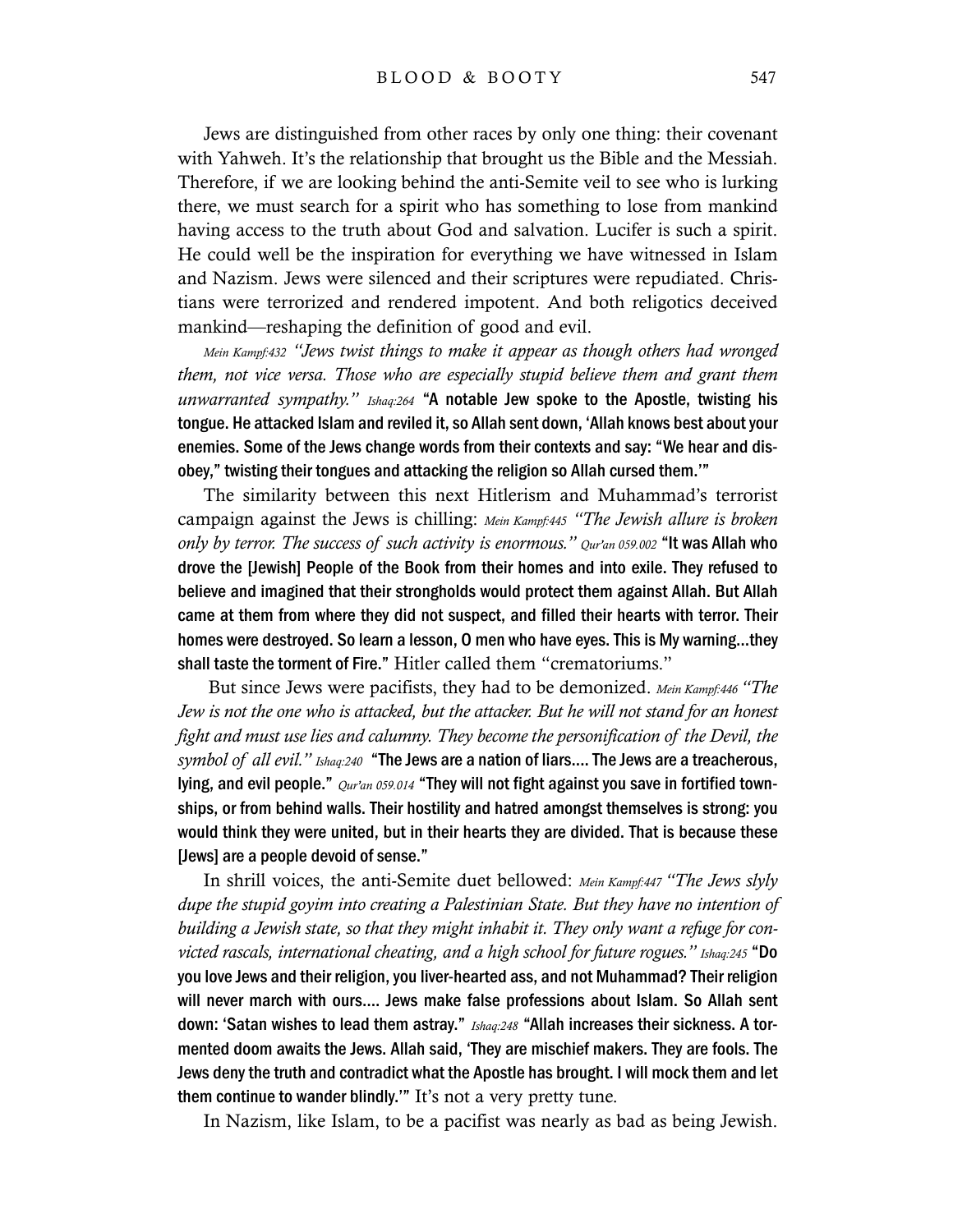Jews are distinguished from other races by only one thing: their covenant with Yahweh. It's the relationship that brought us the Bible and the Messiah. Therefore, if we are looking behind the anti-Semite veil to see who is lurking there, we must search for a spirit who has something to lose from mankind having access to the truth about God and salvation. Lucifer is such a spirit. He could well be the inspiration for everything we have witnessed in Islam and Nazism. Jews were silenced and their scriptures were repudiated. Christians were terrorized and rendered impotent. And both religotics deceived mankind—reshaping the definition of good and evil.

*Mein Kampf:432 "Jews twist things to make it appear as though others had wronged them, not vice versa. Those who are especially stupid believe them and grant them unwarranted sympathy." Ishaq:264* **"A notable Jew spoke to the Apostle, twisting his tongue. He attacked Islam and reviled it, so Allah sent down, 'Allah knows best about your enemies. Some of the Jews change words from their contexts and say: "We hear and disobey," twisting their tongues and attacking the religion so Allah cursed them.'"**

The similarity between this next Hitlerism and Muhammad's terrorist campaign against the Jews is chilling: *Mein Kampf:445 "The Jewish allure is broken only by terror. The success of such activity is enormous." Qur'an 059.002* **"It was Allah who drove the [Jewish] People of the Book from their homes and into exile. They refused to believe and imagined that their strongholds would protect them against Allah. But Allah came at them from where they did not suspect, and filled their hearts with terror. Their homes were destroyed. So learn a lesson, O men who have eyes. This is My warning...they shall taste the torment of Fire."** Hitler called them "crematoriums."

But since Jews were pacifists, they had to be demonized. *Mein Kampf:446 "The Jew is not the one who is attacked, but the attacker. But he will not stand for an honest fight and must use lies and calumny. They become the personification of the Devil, the symbol of all evil." Ishaq:240* **"The Jews are a nation of liars.... The Jews are a treacherous, lying, and evil people."** *Qur'an 059.014* **"They will not fight against you save in fortified townships, or from behind walls. Their hostility and hatred amongst themselves is strong: you would think they were united, but in their hearts they are divided. That is because these [Jews] are a people devoid of sense."**

In shrill voices, the anti-Semite duet bellowed: *Mein Kampf:447 "The Jews slyly dupe the stupid goyim into creating a Palestinian State. But they have no intention of building a Jewish state, so that they might inhabit it. They only want a refuge for convicted rascals, international cheating, and a high school for future rogues." Ishaq:245* **"Do you love Jews and their religion, you liver-hearted ass, and not Muhammad? Their religion will never march with ours.... Jews make false professions about Islam. So Allah sent down: 'Satan wishes to lead them astray."** *Ishaq:248* **"Allah increases their sickness. A tormented doom awaits the Jews. Allah said, 'They are mischief makers. They are fools. The Jews deny the truth and contradict what the Apostle has brought. I will mock them and let them continue to wander blindly.'"** It's not a very pretty tune.

In Nazism, like Islam, to be a pacifist was nearly as bad as being Jewish.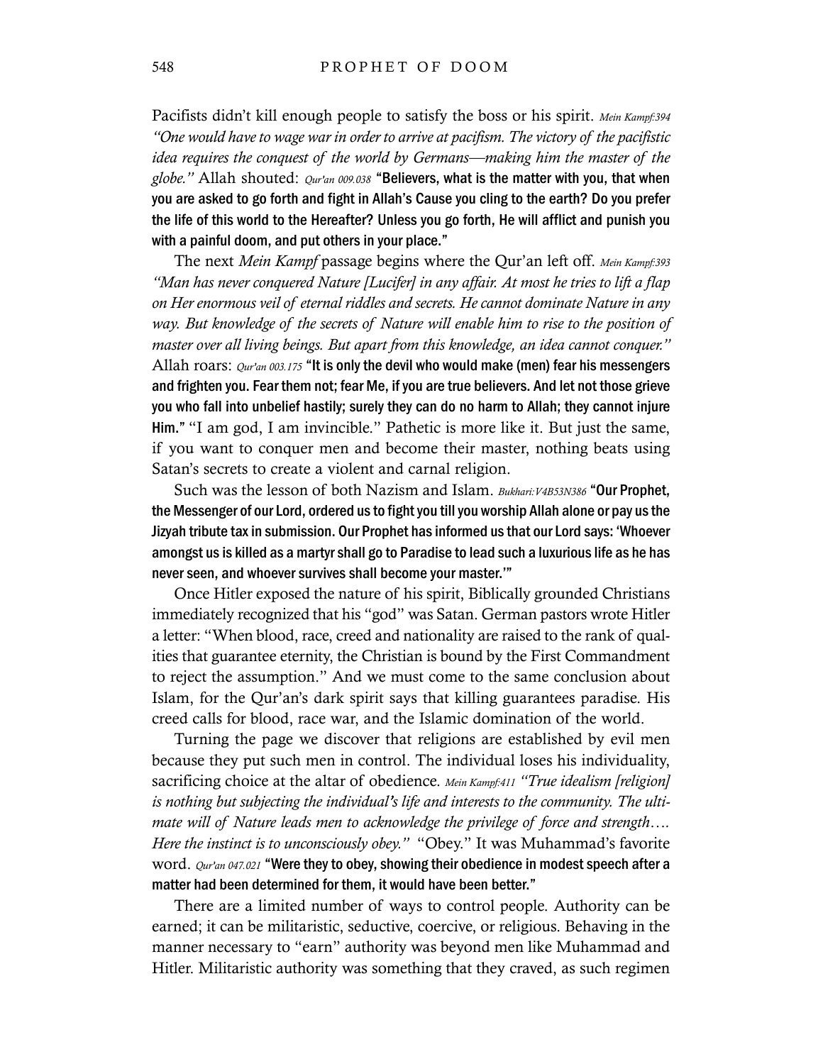Pacifists didn't kill enough people to satisfy the boss or his spirit. *Mein Kampf:394 "One would have to wage war in order to arrive at pacifism. The victory of the pacifistic idea requires the conquest of the world by Germans—making him the master of the globe."* Allah shouted: *Qur'an 009.038* **"Believers, what is the matter with you, that when you are asked to go forth and fight in Allah's Cause you cling to the earth? Do you prefer the life of this world to the Hereafter? Unless you go forth, He will afflict and punish you with a painful doom, and put others in your place."**

The next *Mein Kampf* passage begins where the Qur'an left off. *Mein Kampf:393 "Man has never conquered Nature [Lucifer] in any affair. At most he tries to lift a flap on Her enormous veil of eternal riddles and secrets. He cannot dominate Nature in any way. But knowledge of the secrets of Nature will enable him to rise to the position of master over all living beings. But apart from this knowledge, an idea cannot conquer."* Allah roars: *Qur'an 003.175* **"It is only the devil who would make (men) fear his messengers and frighten you. Fear them not; fear Me, if you are true believers. And let not those grieve you who fall into unbelief hastily; surely they can do no harm to Allah; they cannot injure Him."** "I am god, I am invincible." Pathetic is more like it. But just the same, if you want to conquer men and become their master, nothing beats using Satan's secrets to create a violent and carnal religion.

Such was the lesson of both Nazism and Islam. *Bukhari:V4B53N386* **"Our Prophet, the Messenger of our Lord, ordered us to fight you till you worship Allah alone or pay us the Jizyah tribute tax in submission. Our Prophet has informed us that our Lord says: 'Whoever amongst us is killed as a martyr shall go to Paradise to lead such a luxurious life as he has never seen, and whoever survives shall become your master.'"**

Once Hitler exposed the nature of his spirit, Biblically grounded Christians immediately recognized that his "god" was Satan. German pastors wrote Hitler a letter: "When blood, race, creed and nationality are raised to the rank of qualities that guarantee eternity, the Christian is bound by the First Commandment to reject the assumption." And we must come to the same conclusion about Islam, for the Qur'an's dark spirit says that killing guarantees paradise. His creed calls for blood, race war, and the Islamic domination of the world.

Turning the page we discover that religions are established by evil men because they put such men in control. The individual loses his individuality, sacrificing choice at the altar of obedience. *Mein Kampf:411 "True idealism [religion] is nothing but subjecting the individual's life and interests to the community. The ultimate will of Nature leads men to acknowledge the privilege of force and strength…. Here the instinct is to unconsciously obey."* "Obey." It was Muhammad's favorite word. *Qur'an 047.021* **"Were they to obey, showing their obedience in modest speech after a matter had been determined for them, it would have been better."**

There are a limited number of ways to control people. Authority can be earned; it can be militaristic, seductive, coercive, or religious. Behaving in the manner necessary to "earn" authority was beyond men like Muhammad and Hitler. Militaristic authority was something that they craved, as such regimen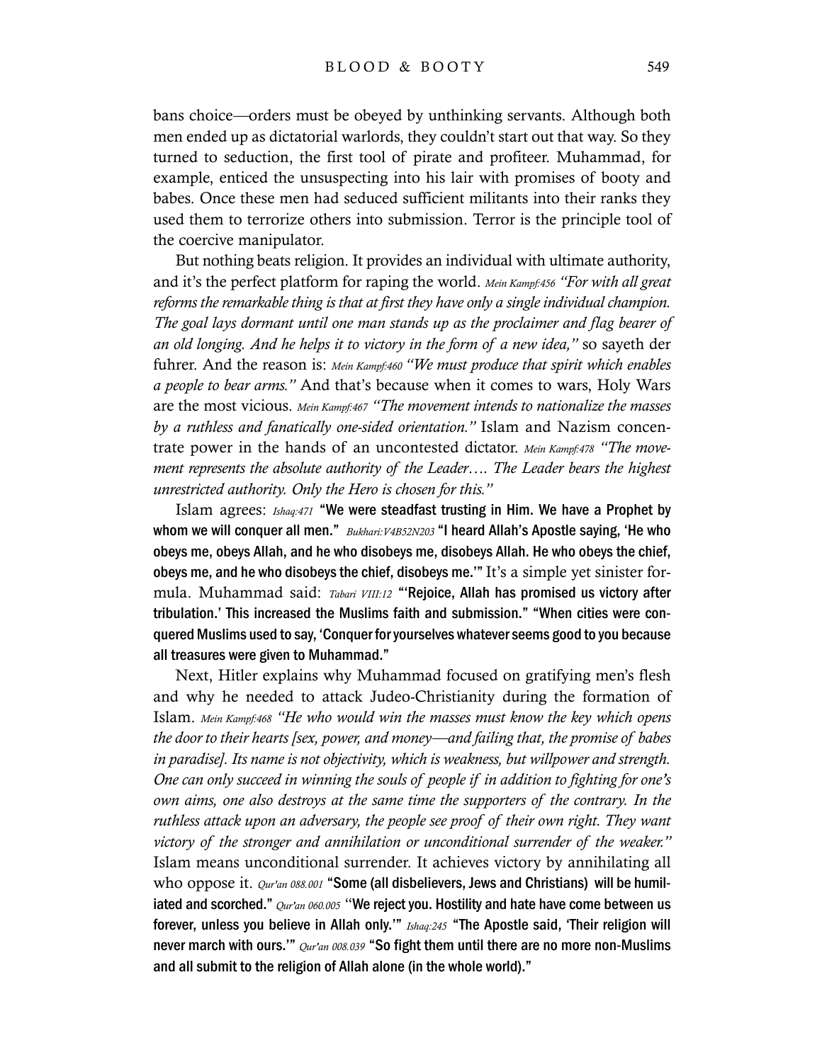bans choice—orders must be obeyed by unthinking servants. Although both men ended up as dictatorial warlords, they couldn't start out that way. So they turned to seduction, the first tool of pirate and profiteer. Muhammad, for example, enticed the unsuspecting into his lair with promises of booty and babes. Once these men had seduced sufficient militants into their ranks they used them to terrorize others into submission. Terror is the principle tool of the coercive manipulator.

But nothing beats religion. It provides an individual with ultimate authority, and it's the perfect platform for raping the world. *Mein Kampf:456 "For with all great reforms the remarkable thing is that at first they have only a single individual champion. The goal lays dormant until one man stands up as the proclaimer and flag bearer of an old longing. And he helps it to victory in the form of a new idea,"* so sayeth der fuhrer. And the reason is: *Mein Kampf:460 "We must produce that spirit which enables a people to bear arms."* And that's because when it comes to wars, Holy Wars are the most vicious. *Mein Kampf:467 "The movement intends to nationalize the masses by a ruthless and fanatically one-sided orientation."* Islam and Nazism concentrate power in the hands of an uncontested dictator. *Mein Kampf:478 "The movement represents the absolute authority of the Leader…. The Leader bears the highest unrestricted authority. Only the Hero is chosen for this."*

Islam agrees: *Ishaq:471* **"We were steadfast trusting in Him. We have a Prophet by whom we will conquer all men."** *Bukhari:V4B52N203* **"I heard Allah's Apostle saying, 'He who obeys me, obeys Allah, and he who disobeys me, disobeys Allah. He who obeys the chief, obeys me, and he who disobeys the chief, disobeys me.'"** It's a simple yet sinister formula. Muhammad said: *Tabari VIII:12* **"'Rejoice, Allah has promised us victory after tribulation.' This increased the Muslims faith and submission." "When cities were conquered Muslims used to say, 'Conquer for yourselves whatever seems good to you because all treasures were given to Muhammad."**

Next, Hitler explains why Muhammad focused on gratifying men's flesh and why he needed to attack Judeo-Christianity during the formation of Islam. *Mein Kampf:468 "He who would win the masses must know the key which opens the door to their hearts [sex, power, and money—and failing that, the promise of babes in paradise]. Its name is not objectivity, which is weakness, but willpower and strength. One can only succeed in winning the souls of people if in addition to fighting for one's own aims, one also destroys at the same time the supporters of the contrary. In the ruthless attack upon an adversary, the people see proof of their own right. They want victory of the stronger and annihilation or unconditional surrender of the weaker."* Islam means unconditional surrender. It achieves victory by annihilating all who oppose it. *Qur'an 088.001* **"Some (all disbelievers, Jews and Christians) will be humiliated and scorched."** *Qur'an 060.005* **"We reject you. Hostility and hate have come between us forever, unless you believe in Allah only.'"** *Ishaq:245* **"The Apostle said, 'Their religion will never march with ours.'"** *Qur'an 008.039* **"So fight them until there are no more non-Muslims and all submit to the religion of Allah alone (in the whole world)."**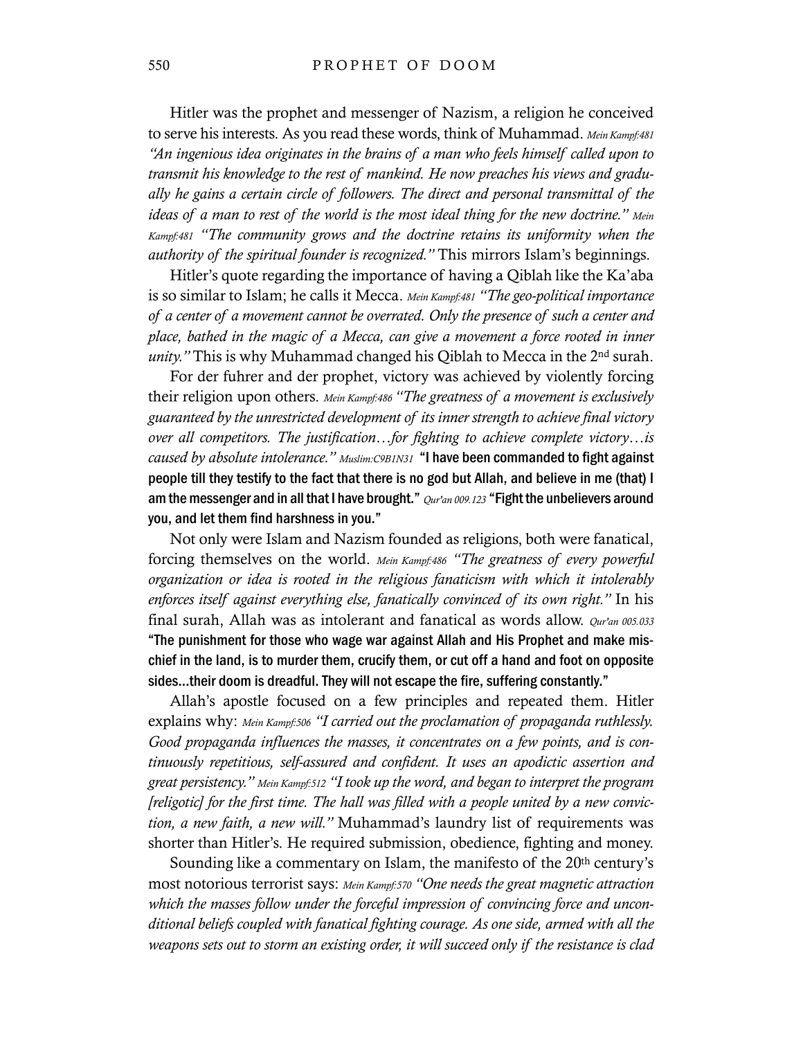Hitler was the prophet and messenger of Nazism, a religion he conceived to serve his interests. As you read these words, think of Muhammad. *Mein Kampf:481 "An ingenious idea originates in the brains of a man who feels himself called upon to transmit his knowledge to the rest of mankind. He now preaches his views and gradually he gains a certain circle of followers. The direct and personal transmittal of the ideas of a man to rest of the world is the most ideal thing for the new doctrine." Mein Kampf:481 "The community grows and the doctrine retains its uniformity when the authority of the spiritual founder is recognized."* This mirrors Islam's beginnings.

Hitler's quote regarding the importance of having a Qiblah like the Ka'aba is so similar to Islam; he calls it Mecca. *Mein Kampf:481 "The geo-political importance of a center of a movement cannot be overrated. Only the presence of such a center and place, bathed in the magic of a Mecca, can give a movement a force rooted in inner unity."* This is why Muhammad changed his Qiblah to Mecca in the 2nd surah.

For der fuhrer and der prophet, victory was achieved by violently forcing their religion upon others. *Mein Kampf:486 "The greatness of a movement is exclusively guaranteed by the unrestricted development of its inner strength to achieve final victory over all competitors. The justification…for fighting to achieve complete victory…is caused by absolute intolerance." Muslim:C9B1N31* **"I have been commanded to fight against people till they testify to the fact that there is no god but Allah, and believe in me (that) I am the messenger and in all that I have brought."** *Qur'an 009.123* **"Fight the unbelievers around you, and let them find harshness in you."**

Not only were Islam and Nazism founded as religions, both were fanatical, forcing themselves on the world. *Mein Kampf:486 "The greatness of every powerful organization or idea is rooted in the religious fanaticism with which it intolerably enforces itself against everything else, fanatically convinced of its own right."* In his final surah, Allah was as intolerant and fanatical as words allow. *Qur'an 005.033* **"The punishment for those who wage war against Allah and His Prophet and make mischief in the land, is to murder them, crucify them, or cut off a hand and foot on opposite sides…their doom is dreadful. They will not escape the fire, suffering constantly."**

Allah's apostle focused on a few principles and repeated them. Hitler explains why: *Mein Kampf:506 "I carried out the proclamation of propaganda ruthlessly. Good propaganda influences the masses, it concentrates on a few points, and is continuously repetitious, self-assured and confident. It uses an apodictic assertion and great persistency." Mein Kampf:512 "I took up the word, and began to interpret the program [religotic] for the first time. The hall was filled with a people united by a new conviction, a new faith, a new will."* Muhammad's laundry list of requirements was shorter than Hitler's. He required submission, obedience, fighting and money.

Sounding like a commentary on Islam, the manifesto of the 20th century's most notorious terrorist says: *Mein Kampf:570 "One needs the great magnetic attraction which the masses follow under the forceful impression of convincing force and unconditional beliefs coupled with fanatical fighting courage. As one side, armed with all the weapons sets out to storm an existing order, it will succeed only if the resistance is clad*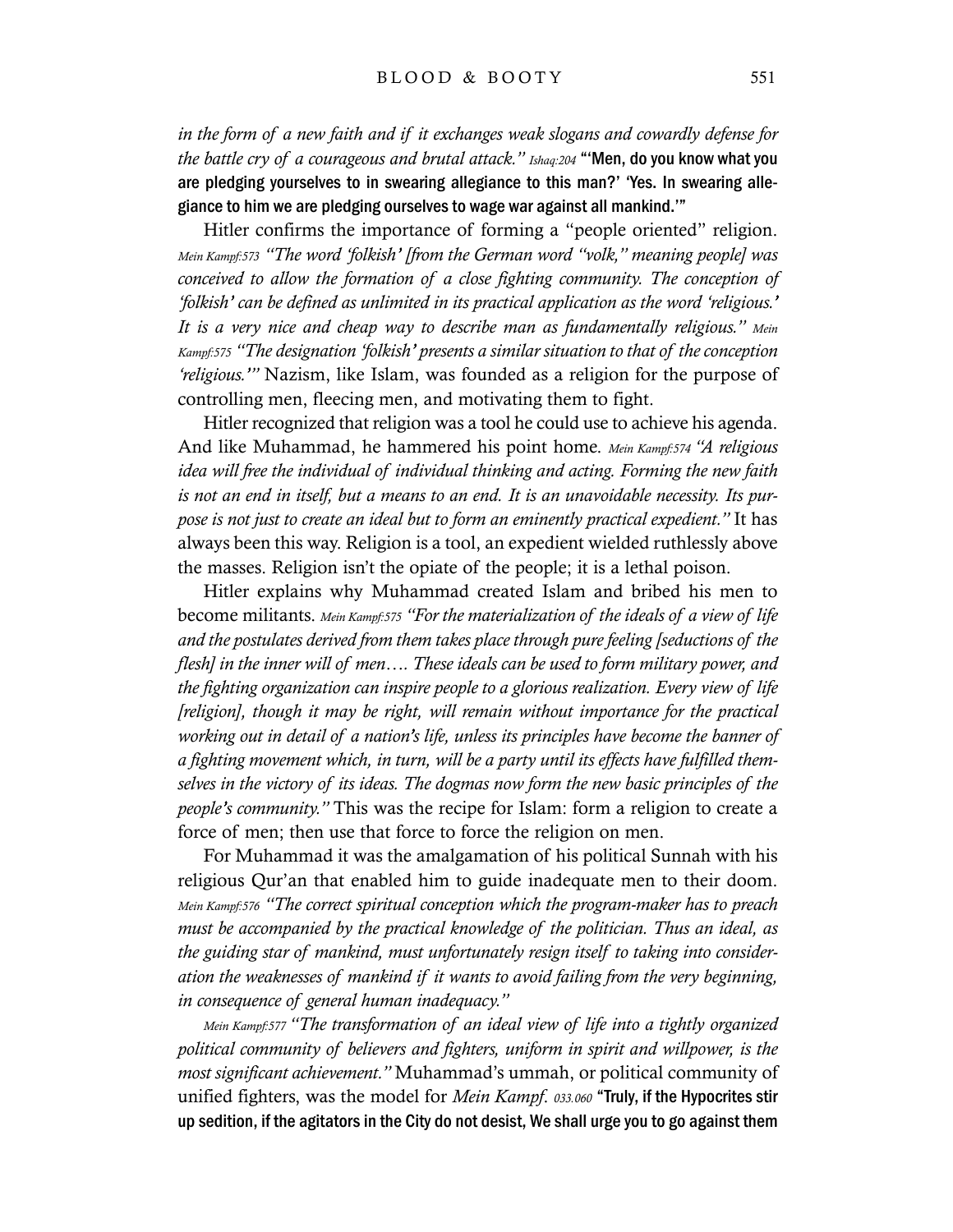*in the form of a new faith and if it exchanges weak slogans and cowardly defense for the battle cry of a courageous and brutal attack."* Ishaq:204 **"'Men, do you know what you are pledging yourselves to in swearing allegiance to this man?' 'Yes. In swearing allegiance to him we are pledging ourselves to wage war against all mankind.'"**

Hitler confirms the importance of forming a "people oriented" religion. Mein Kampf:573 *"The word 'folkish' [from the German word "volk," meaning people] was conceived to allow the formation of a close fighting community. The conception of 'folkish' can be defined as unlimited in its practical application as the word 'religious.' It is a very nice and cheap way to describe man as fundamentally religious."* Mein Kampf:575 *"The designation 'folkish' presents a similar situation to that of the conception 'religious.'"* Nazism, like Islam, was founded as a religion for the purpose of controlling men, fleecing men, and motivating them to fight.

Hitler recognized that religion was a tool he could use to achieve his agenda. And like Muhammad, he hammered his point home. Mein Kampf:574 *"A religious idea will free the individual of individual thinking and acting. Forming the new faith is not an end in itself, but a means to an end. It is an unavoidable necessity. Its purpose is not just to create an ideal but to form an eminently practical expedient."* It has always been this way. Religion is a tool, an expedient wielded ruthlessly above the masses. Religion isn't the opiate of the people; it is a lethal poison.

Hitler explains why Muhammad created Islam and bribed his men to become militants. Mein Kampf:575 *"For the materialization of the ideals of a view of life and the postulates derived from them takes place through pure feeling [seductions of the flesh] in the inner will of men…. These ideals can be used to form military power, and the fighting organization can inspire people to a glorious realization. Every view of life [religion], though it may be right, will remain without importance for the practical working out in detail of a nation's life, unless its principles have become the banner of a fighting movement which, in turn, will be a party until its effects have fulfilled themselves in the victory of its ideas. The dogmas now form the new basic principles of the people's community."* This was the recipe for Islam: form a religion to create a force of men; then use that force to force the religion on men.

For Muhammad it was the amalgamation of his political Sunnah with his religious Qur'an that enabled him to guide inadequate men to their doom. Mein Kampf:576 *"The correct spiritual conception which the program-maker has to preach must be accompanied by the practical knowledge of the politician. Thus an ideal, as the guiding star of mankind, must unfortunately resign itself to taking into consideration the weaknesses of mankind if it wants to avoid failing from the very beginning, in consequence of general human inadequacy."*

Mein Kampf:577 *"The transformation of an ideal view of life into a tightly organized political community of believers and fighters, uniform in spirit and willpower, is the most significant achievement."* Muhammad's ummah, or political community of unified fighters, was the model for *Mein Kampf.* 033.060 **"Truly, if the Hypocrites stir up sedition, if the agitators in the City do not desist, We shall urge you to go against them**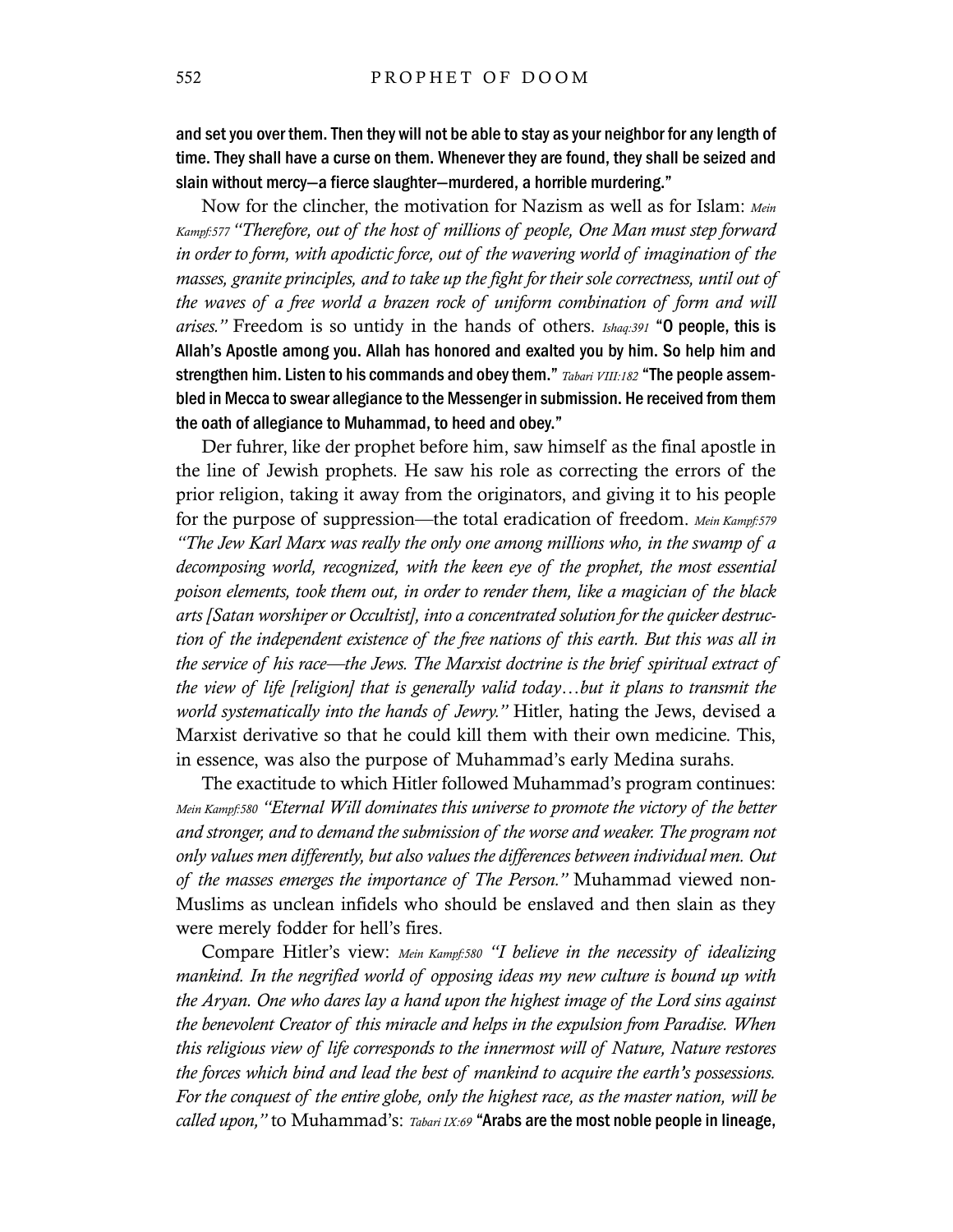**and set you over them. Then they will not be able to stay as your neighbor for any length of time. They shall have a curse on them. Whenever they are found, they shall be seized and slain without mercy—a fierce slaughter—murdered, a horrible murdering."**

Now for the clincher, the motivation for Nazism as well as for Islam: *Mein Kampf:577 "Therefore, out of the host of millions of people, One Man must step forward in order to form, with apodictic force, out of the wavering world of imagination of the masses, granite principles, and to take up the fight for their sole correctness, until out of the waves of a free world a brazen rock of uniform combination of form and will arises."* Freedom is so untidy in the hands of others. *Ishaq:391* **"O people, this is Allah's Apostle among you. Allah has honored and exalted you by him. So help him and strengthen him. Listen to his commands and obey them."** *Tabari VIII:182* **"The people assembled in Mecca to swear allegiance to the Messenger in submission. He received from them the oath of allegiance to Muhammad, to heed and obey."**

Der fuhrer, like der prophet before him, saw himself as the final apostle in the line of Jewish prophets. He saw his role as correcting the errors of the prior religion, taking it away from the originators, and giving it to his people for the purpose of suppression—the total eradication of freedom. *Mein Kampf:579 "The Jew Karl Marx was really the only one among millions who, in the swamp of a decomposing world, recognized, with the keen eye of the prophet, the most essential poison elements, took them out, in order to render them, like a magician of the black arts [Satan worshiper or Occultist], into a concentrated solution for the quicker destruction of the independent existence of the free nations of this earth. But this was all in the service of his race—the Jews. The Marxist doctrine is the brief spiritual extract of the view of life [religion] that is generally valid today…but it plans to transmit the world systematically into the hands of Jewry."* Hitler, hating the Jews, devised a Marxist derivative so that he could kill them with their own medicine. This, in essence, was also the purpose of Muhammad's early Medina surahs.

The exactitude to which Hitler followed Muhammad's program continues: *Mein Kampf:580 "Eternal Will dominates this universe to promote the victory of the better and stronger, and to demand the submission of the worse and weaker. The program not only values men differently, but also values the differences between individual men. Out of the masses emerges the importance of The Person."* Muhammad viewed non-Muslims as unclean infidels who should be enslaved and then slain as they were merely fodder for hell's fires.

Compare Hitler's view: *Mein Kampf:580 "I believe in the necessity of idealizing mankind. In the negrified world of opposing ideas my new culture is bound up with the Aryan. One who dares lay a hand upon the highest image of the Lord sins against the benevolent Creator of this miracle and helps in the expulsion from Paradise. When this religious view of life corresponds to the innermost will of Nature, Nature restores the forces which bind and lead the best of mankind to acquire the earth's possessions. For the conquest of the entire globe, only the highest race, as the master nation, will be called upon,"* to Muhammad's: *Tabari IX:69* **"Arabs are the most noble people in lineage,**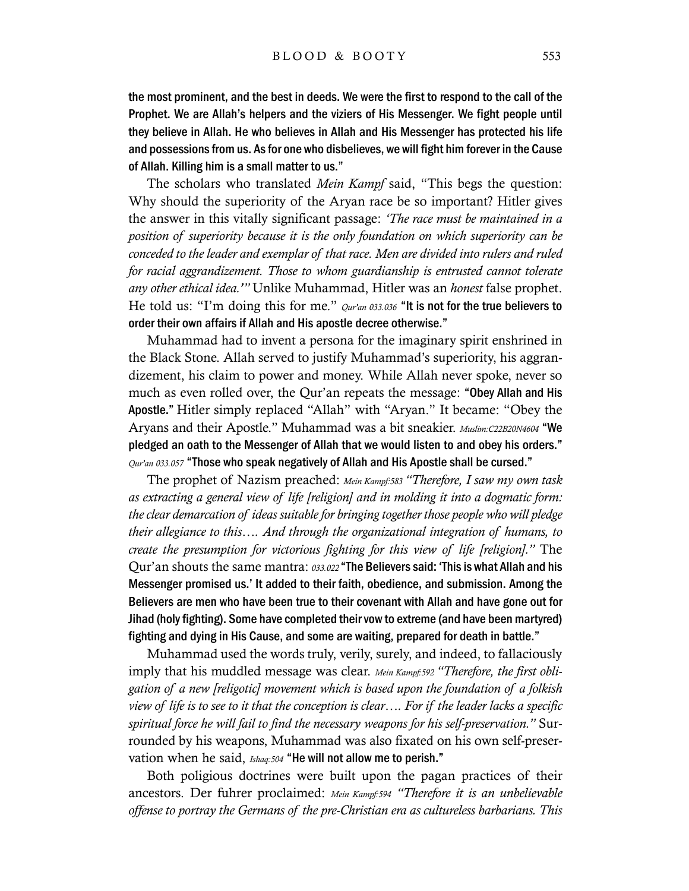**the most prominent, and the best in deeds. We were the first to respond to the call of the Prophet. We are Allah's helpers and the viziers of His Messenger. We fight people until they believe in Allah. He who believes in Allah and His Messenger has protected his life and possessions from us. As for one who disbelieves, we will fight him forever in the Cause of Allah. Killing him is a small matter to us."**

The scholars who translated *Mein Kampf* said, "This begs the question: Why should the superiority of the Aryan race be so important? Hitler gives the answer in this vitally significant passage: *'The race must be maintained in a position of superiority because it is the only foundation on which superiority can be conceded to the leader and exemplar of that race. Men are divided into rulers and ruled for racial aggrandizement. Those to whom guardianship is entrusted cannot tolerate any other ethical idea.'"* Unlike Muhammad, Hitler was an *honest* false prophet. He told us: "I'm doing this for me." *Qur'an 033.036* **"It is not for the true believers to order their own affairs if Allah and His apostle decree otherwise."**

Muhammad had to invent a persona for the imaginary spirit enshrined in the Black Stone. Allah served to justify Muhammad's superiority, his aggrandizement, his claim to power and money. While Allah never spoke, never so much as even rolled over, the Qur'an repeats the message: **"Obey Allah and His Apostle."** Hitler simply replaced "Allah" with "Aryan." It became: "Obey the Aryans and their Apostle." Muhammad was a bit sneakier. *Muslim:C22B20N4604* **"We pledged an oath to the Messenger of Allah that we would listen to and obey his orders."** *Qur'an 033.057* **"Those who speak negatively of Allah and His Apostle shall be cursed."**

The prophet of Nazism preached: *Mein Kampf:583 "Therefore, I saw my own task as extracting a general view of life [religion] and in molding it into a dogmatic form: the clear demarcation of ideas suitable for bringing together those people who will pledge their allegiance to this…. And through the organizational integration of humans, to create the presumption for victorious fighting for this view of life [religion]."* The Qur'an shouts the same mantra: *033.022* **"The Believers said: 'This is what Allah and his Messenger promised us.' It added to their faith, obedience, and submission. Among the Believers are men who have been true to their covenant with Allah and have gone out for Jihad (holy fighting). Some have completed their vow to extreme (and have been martyred) fighting and dying in His Cause, and some are waiting, prepared for death in battle."**

Muhammad used the words truly, verily, surely, and indeed, to fallaciously imply that his muddled message was clear. *Mein Kampf:592 "Therefore, the first obligation of a new [religotic] movement which is based upon the foundation of a folkish view of life is to see to it that the conception is clear…. For if the leader lacks a specific spiritual force he will fail to find the necessary weapons for his self-preservation."* Surrounded by his weapons, Muhammad was also fixated on his own self-preservation when he said, *Ishaq:504* **"He will not allow me to perish."**

Both poligious doctrines were built upon the pagan practices of their ancestors. Der fuhrer proclaimed: *Mein Kampf:594 "Therefore it is an unbelievable offense to portray the Germans of the pre-Christian era as cultureless barbarians. This*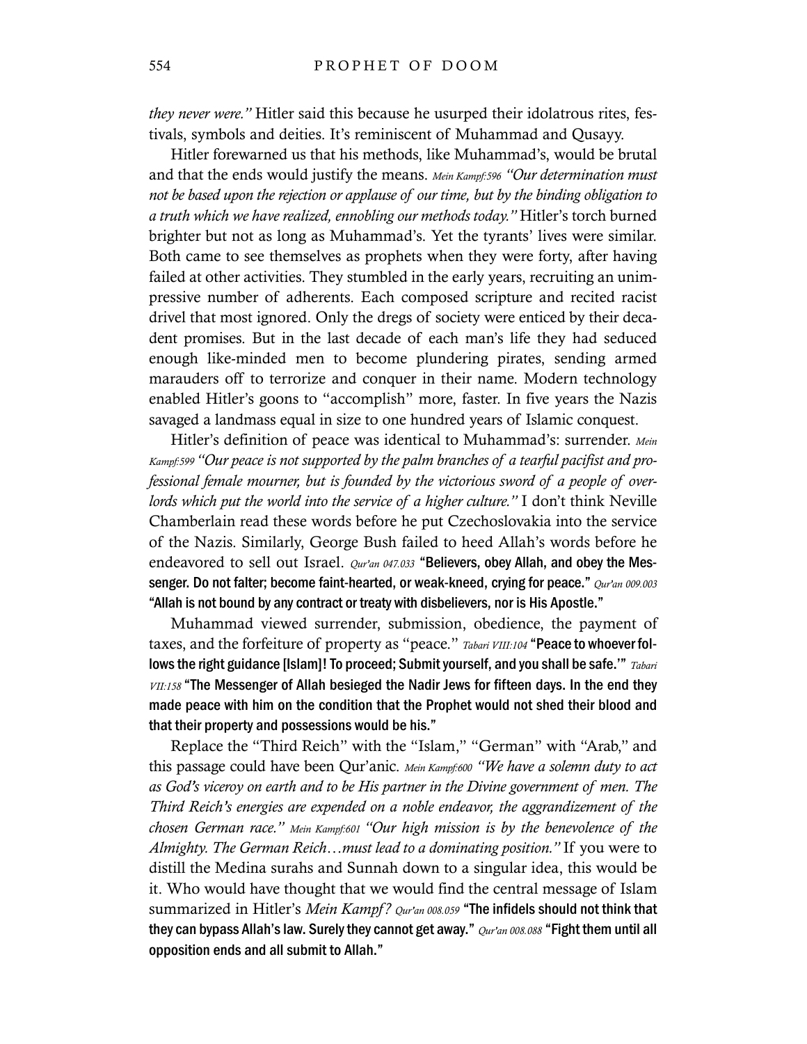*they never were."* Hitler said this because he usurped their idolatrous rites, festivals, symbols and deities. It's reminiscent of Muhammad and Qusayy.

Hitler forewarned us that his methods, like Muhammad's, would be brutal and that the ends would justify the means. *Mein Kampf:596 "Our determination must not be based upon the rejection or applause of our time, but by the binding obligation to a truth which we have realized, ennobling our methods today."* Hitler's torch burned brighter but not as long as Muhammad's. Yet the tyrants' lives were similar. Both came to see themselves as prophets when they were forty, after having failed at other activities. They stumbled in the early years, recruiting an unimpressive number of adherents. Each composed scripture and recited racist drivel that most ignored. Only the dregs of society were enticed by their decadent promises. But in the last decade of each man's life they had seduced enough like-minded men to become plundering pirates, sending armed marauders off to terrorize and conquer in their name. Modern technology enabled Hitler's goons to "accomplish" more, faster. In five years the Nazis savaged a landmass equal in size to one hundred years of Islamic conquest.

Hitler's definition of peace was identical to Muhammad's: surrender. *Mein Kampf:599 "Our peace is not supported by the palm branches of a tearful pacifist and professional female mourner, but is founded by the victorious sword of a people of overlords which put the world into the service of a higher culture."* I don't think Neville Chamberlain read these words before he put Czechoslovakia into the service of the Nazis. Similarly, George Bush failed to heed Allah's words before he endeavored to sell out Israel. *Qur'an 047.033* **"Believers, obey Allah, and obey the Messenger. Do not falter; become faint-hearted, or weak-kneed, crying for peace."** *Qur'an 009.003* **"Allah is not bound by any contract or treaty with disbelievers, nor is His Apostle."**

Muhammad viewed surrender, submission, obedience, the payment of taxes, and the forfeiture of property as "peace." *Tabari VIII:104* **"Peace to whoever follows the right guidance [Islam]! To proceed; Submit yourself, and you shall be safe.'"** *Tabari VII:158* **"The Messenger of Allah besieged the Nadir Jews for fifteen days. In the end they made peace with him on the condition that the Prophet would not shed their blood and that their property and possessions would be his."**

Replace the "Third Reich" with the "Islam," "German" with "Arab," and this passage could have been Qur'anic. *Mein Kampf:600 "We have a solemn duty to act as God's viceroy on earth and to be His partner in the Divine government of men. The Third Reich's energies are expended on a noble endeavor, the aggrandizement of the chosen German race." Mein Kampf:601 "Our high mission is by the benevolence of the Almighty. The German Reich…must lead to a dominating position."* If you were to distill the Medina surahs and Sunnah down to a singular idea, this would be it. Who would have thought that we would find the central message of Islam summarized in Hitler's *Mein Kampf? Qur'an 008.059* **"The infidels should not think that they can bypass Allah's law. Surely they cannot get away."** *Qur'an 008.088* **"Fight them until all opposition ends and all submit to Allah."**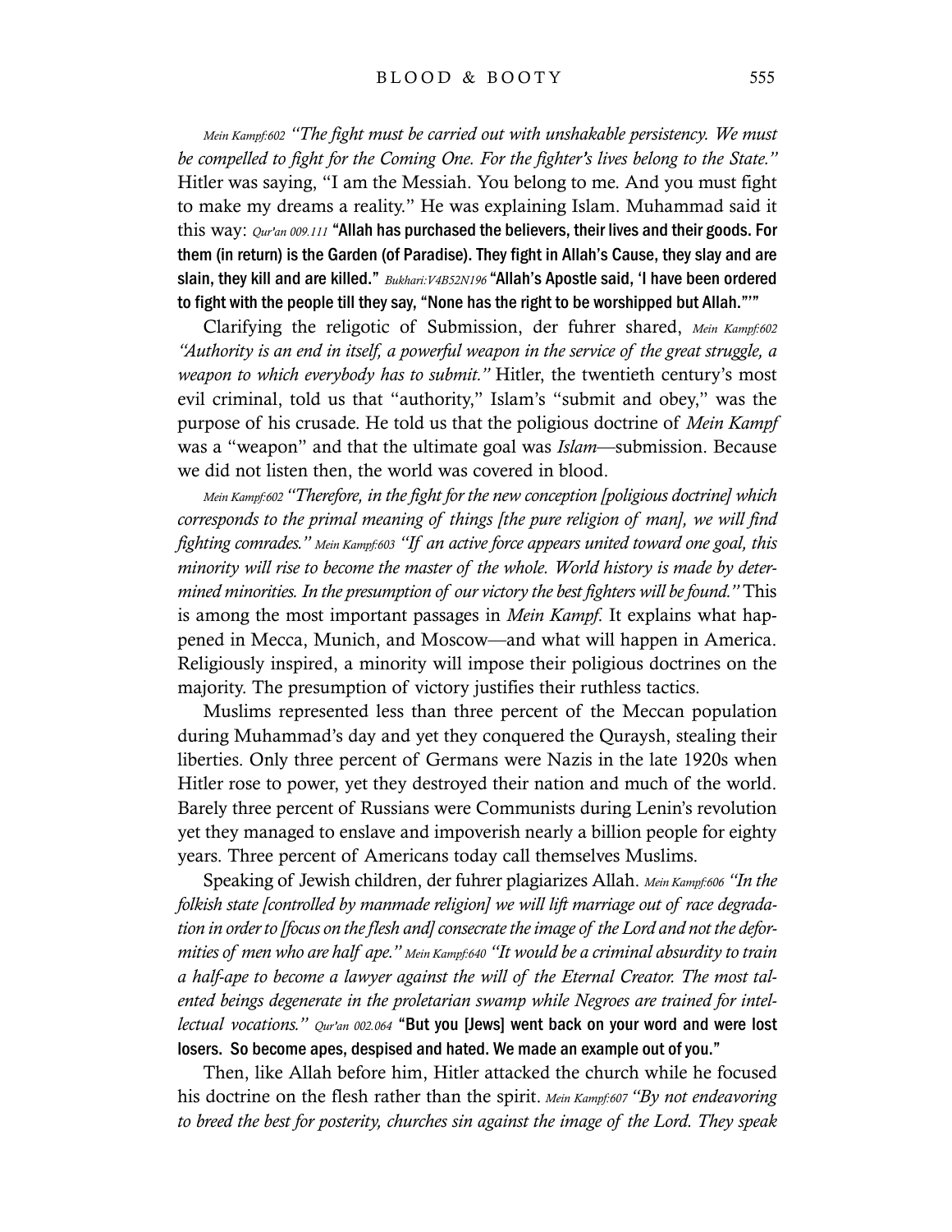*Mein Kampf:602 "The fight must be carried out with unshakable persistency. We must be compelled to fight for the Coming One. For the fighter's lives belong to the State."* Hitler was saying, "I am the Messiah. You belong to me. And you must fight to make my dreams a reality." He was explaining Islam. Muhammad said it this way: *Qur'an 009.111* **"Allah has purchased the believers, their lives and their goods. For them (in return) is the Garden (of Paradise). They fight in Allah's Cause, they slay and are slain, they kill and are killed."** *Bukhari:V4B52N196* **"Allah's Apostle said, 'I have been ordered to fight with the people till they say, "None has the right to be worshipped but Allah."'"**

Clarifying the religotic of Submission, der fuhrer shared, *Mein Kampf:602 "Authority is an end in itself, a powerful weapon in the service of the great struggle, a weapon to which everybody has to submit."* Hitler, the twentieth century's most evil criminal, told us that "authority," Islam's "submit and obey," was the purpose of his crusade. He told us that the poligious doctrine of *Mein Kampf* was a "weapon" and that the ultimate goal was *Islam*—submission. Because we did not listen then, the world was covered in blood.

*Mein Kampf:602 "Therefore, in the fight for the new conception [poligious doctrine] which corresponds to the primal meaning of things [the pure religion of man], we will find fighting comrades." Mein Kampf:603 "If an active force appears united toward one goal, this minority will rise to become the master of the whole. World history is made by determined minorities. In the presumption of our victory the best fighters will be found."* This is among the most important passages in *Mein Kampf.* It explains what happened in Mecca, Munich, and Moscow—and what will happen in America. Religiously inspired, a minority will impose their poligious doctrines on the majority. The presumption of victory justifies their ruthless tactics.

Muslims represented less than three percent of the Meccan population during Muhammad's day and yet they conquered the Quraysh, stealing their liberties. Only three percent of Germans were Nazis in the late 1920s when Hitler rose to power, yet they destroyed their nation and much of the world. Barely three percent of Russians were Communists during Lenin's revolution yet they managed to enslave and impoverish nearly a billion people for eighty years. Three percent of Americans today call themselves Muslims.

Speaking of Jewish children, der fuhrer plagiarizes Allah. *Mein Kampf:606 "In the folkish state [controlled by manmade religion] we will lift marriage out of race degradation in order to [focus on the flesh and] consecrate the image of the Lord and not the deformities of men who are half ape." Mein Kampf:640 "It would be a criminal absurdity to train a half-ape to become a lawyer against the will of the Eternal Creator. The most talented beings degenerate in the proletarian swamp while Negroes are trained for intellectual vocations." Qur'an 002.064* **"But you [Jews] went back on your word and were lost losers. So become apes, despised and hated. We made an example out of you."**

Then, like Allah before him, Hitler attacked the church while he focused his doctrine on the flesh rather than the spirit. *Mein Kampf:607 "By not endeavoring to breed the best for posterity, churches sin against the image of the Lord. They speak*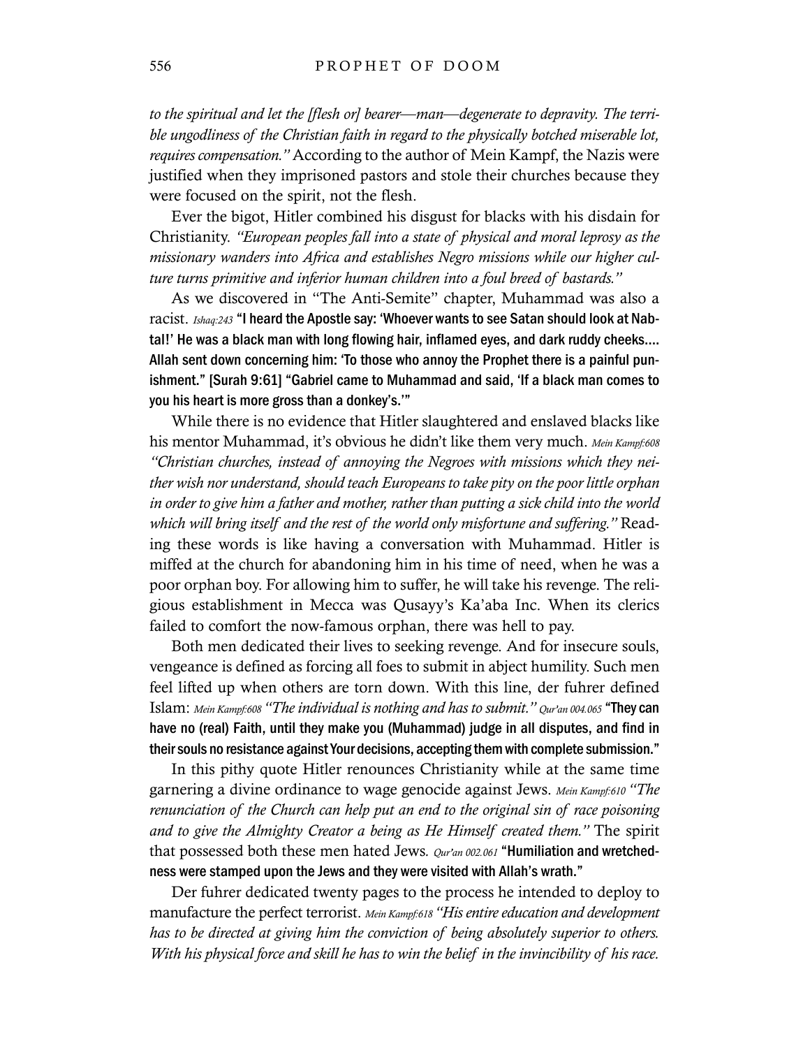*to the spiritual and let the [flesh or] bearer—man—degenerate to depravity. The terrible ungodliness of the Christian faith in regard to the physically botched miserable lot, requires compensation."* According to the author of Mein Kampf, the Nazis were justified when they imprisoned pastors and stole their churches because they were focused on the spirit, not the flesh.

Ever the bigot, Hitler combined his disgust for blacks with his disdain for Christianity. *"European peoples fall into a state of physical and moral leprosy as the missionary wanders into Africa and establishes Negro missions while our higher culture turns primitive and inferior human children into a foul breed of bastards."*

As we discovered in "The Anti-Semite" chapter, Muhammad was also a racist. *Ishaq:243* **"I heard the Apostle say: 'Whoever wants to see Satan should look at Nabtal!' He was a black man with long flowing hair, inflamed eyes, and dark ruddy cheeks.... Allah sent down concerning him: 'To those who annoy the Prophet there is a painful punishment." [Surah 9:61] "Gabriel came to Muhammad and said, 'If a black man comes to you his heart is more gross than a donkey's.'"**

While there is no evidence that Hitler slaughtered and enslaved blacks like his mentor Muhammad, it's obvious he didn't like them very much. *Mein Kampf:608 "Christian churches, instead of annoying the Negroes with missions which they neither wish nor understand, should teach Europeans to take pity on the poor little orphan in order to give him a father and mother, rather than putting a sick child into the world which will bring itself and the rest of the world only misfortune and suffering."* Reading these words is like having a conversation with Muhammad. Hitler is miffed at the church for abandoning him in his time of need, when he was a poor orphan boy. For allowing him to suffer, he will take his revenge. The religious establishment in Mecca was Qusayy's Ka'aba Inc. When its clerics failed to comfort the now-famous orphan, there was hell to pay.

Both men dedicated their lives to seeking revenge. And for insecure souls, vengeance is defined as forcing all foes to submit in abject humility. Such men feel lifted up when others are torn down. With this line, der fuhrer defined Islam: *Mein Kampf:608 "The individual is nothing and has to submit." Qur'an 004.065* **"They can have no (real) Faith, until they make you (Muhammad) judge in all disputes, and find in their souls no resistance against Your decisions, accepting them with complete submission."**

In this pithy quote Hitler renounces Christianity while at the same time garnering a divine ordinance to wage genocide against Jews. *Mein Kampf:610 "The renunciation of the Church can help put an end to the original sin of race poisoning and to give the Almighty Creator a being as He Himself created them."* The spirit that possessed both these men hated Jews. *Qur'an 002.061* **"Humiliation and wretchedness were stamped upon the Jews and they were visited with Allah's wrath."**

Der fuhrer dedicated twenty pages to the process he intended to deploy to manufacture the perfect terrorist. *Mein Kampf:618 "His entire education and development has to be directed at giving him the conviction of being absolutely superior to others. With his physical force and skill he has to win the belief in the invincibility of his race.*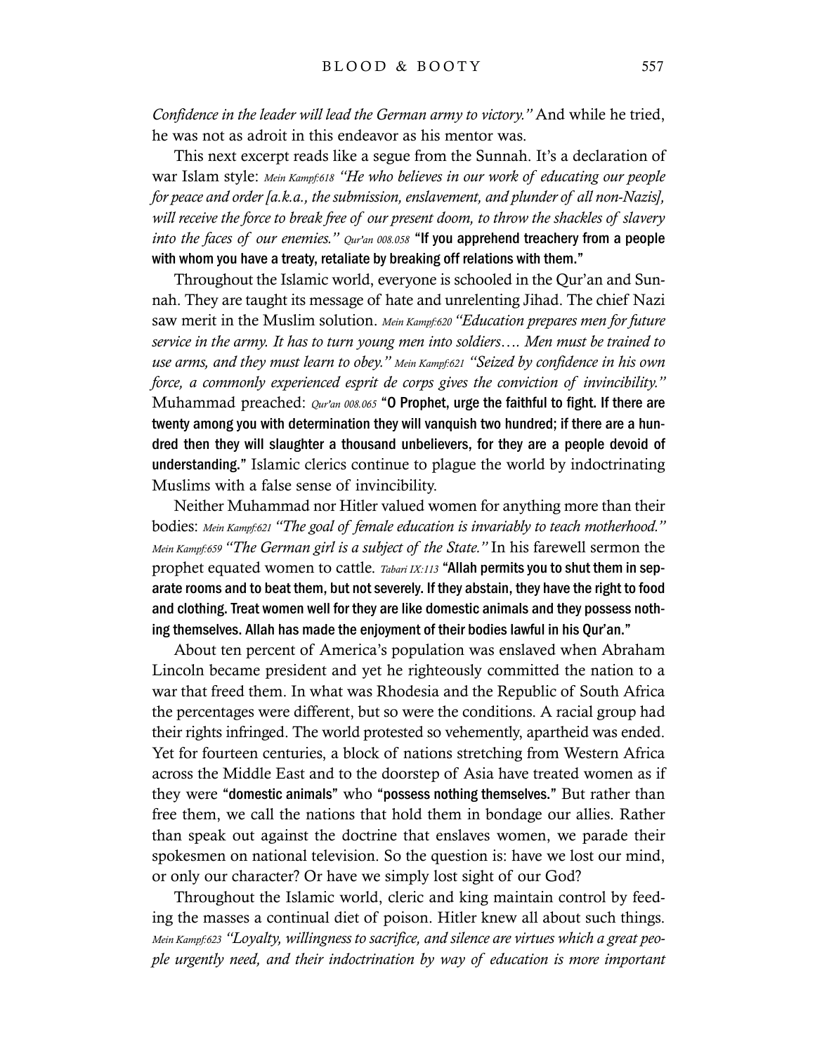*Confidence in the leader will lead the German army to victory."* And while he tried, he was not as adroit in this endeavor as his mentor was.

This next excerpt reads like a segue from the Sunnah. It's a declaration of war Islam style: *Mein Kampf:618 "He who believes in our work of educating our people for peace and order [a.k.a., the submission, enslavement, and plunder of all non-Nazis], will receive the force to break free of our present doom, to throw the shackles of slavery into the faces of our enemies."* *Qur'an 008.058* **"If you apprehend treachery from a people with whom you have a treaty, retaliate by breaking off relations with them."**

Throughout the Islamic world, everyone is schooled in the Qur'an and Sunnah. They are taught its message of hate and unrelenting Jihad. The chief Nazi saw merit in the Muslim solution. *Mein Kampf:620 "Education prepares men for future service in the army. It has to turn young men into soldiers…. Men must be trained to use arms, and they must learn to obey."* *Mein Kampf:621 "Seized by confidence in his own force, a commonly experienced esprit de corps gives the conviction of invincibility."* Muhammad preached: *Qur'an 008.065* **"O Prophet, urge the faithful to fight. If there are twenty among you with determination they will vanquish two hundred; if there are a hundred then they will slaughter a thousand unbelievers, for they are a people devoid of understanding."** Islamic clerics continue to plague the world by indoctrinating Muslims with a false sense of invincibility.

Neither Muhammad nor Hitler valued women for anything more than their bodies: *Mein Kampf:621 "The goal of female education is invariably to teach motherhood."* *Mein Kampf:659 "The German girl is a subject of the State."* In his farewell sermon the prophet equated women to cattle. *Tabari IX:113* **"Allah permits you to shut them in separate rooms and to beat them, but not severely. If they abstain, they have the right to food and clothing. Treat women well for they are like domestic animals and they possess nothing themselves. Allah has made the enjoyment of their bodies lawful in his Qur'an."**

About ten percent of America's population was enslaved when Abraham Lincoln became president and yet he righteously committed the nation to a war that freed them. In what was Rhodesia and the Republic of South Africa the percentages were different, but so were the conditions. A racial group had their rights infringed. The world protested so vehemently, apartheid was ended. Yet for fourteen centuries, a block of nations stretching from Western Africa across the Middle East and to the doorstep of Asia have treated women as if they were **"domestic animals"** who **"possess nothing themselves."** But rather than free them, we call the nations that hold them in bondage our allies. Rather than speak out against the doctrine that enslaves women, we parade their spokesmen on national television. So the question is: have we lost our mind, or only our character? Or have we simply lost sight of our God?

Throughout the Islamic world, cleric and king maintain control by feeding the masses a continual diet of poison. Hitler knew all about such things. *Mein Kampf:623 "Loyalty, willingness to sacrifice, and silence are virtues which a great people urgently need, and their indoctrination by way of education is more important*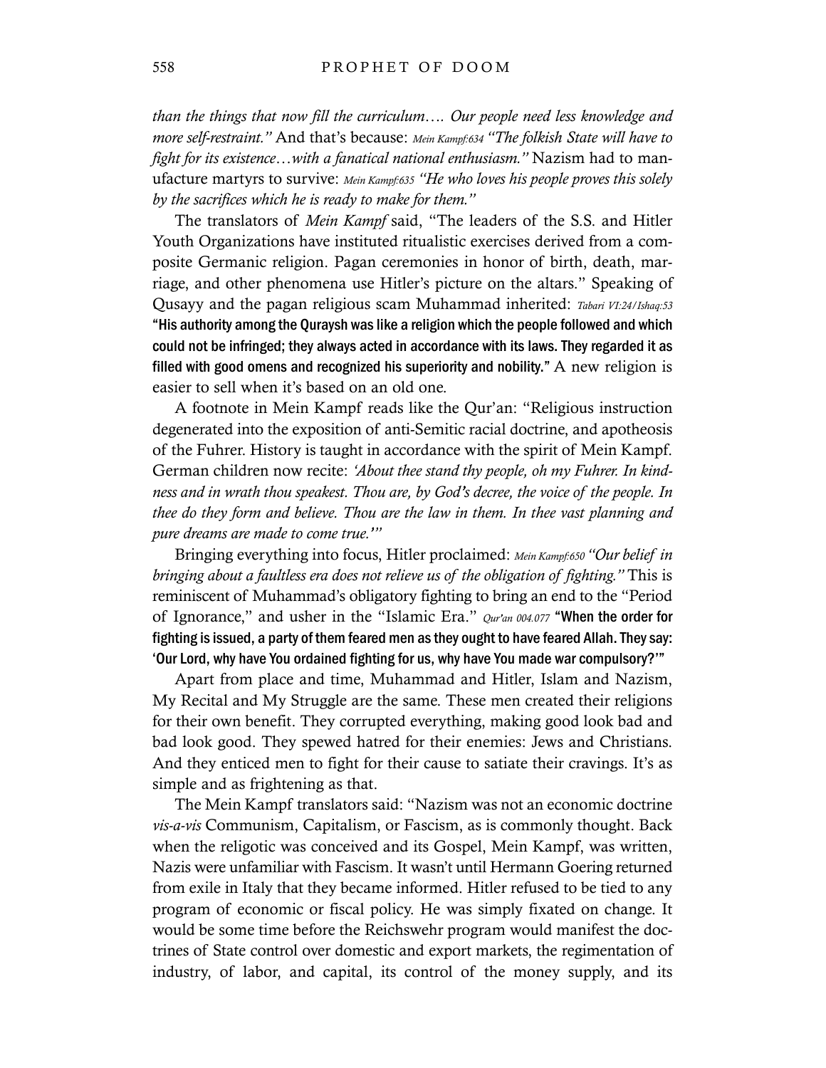*than the things that now fill the curriculum…. Our people need less knowledge and more self-restraint."* And that's because: Mein Kampf:634 *"The folkish State will have to fight for its existence…with a fanatical national enthusiasm."* Nazism had to manufacture martyrs to survive: Mein Kampf:635 *"He who loves his people proves this solely by the sacrifices which he is ready to make for them."*

The translators of *Mein Kampf* said, "The leaders of the S.S. and Hitler Youth Organizations have instituted ritualistic exercises derived from a composite Germanic religion. Pagan ceremonies in honor of birth, death, marriage, and other phenomena use Hitler's picture on the altars." Speaking of Qusayy and the pagan religious scam Muhammad inherited: Tabari VI:24/Ishaq:53 **"His authority among the Quraysh was like a religion which the people followed and which could not be infringed; they always acted in accordance with its laws. They regarded it as filled with good omens and recognized his superiority and nobility."** A new religion is easier to sell when it's based on an old one.

A footnote in Mein Kampf reads like the Qur'an: "Religious instruction degenerated into the exposition of anti-Semitic racial doctrine, and apotheosis of the Fuhrer. History is taught in accordance with the spirit of Mein Kampf. German children now recite: *'About thee stand thy people, oh my Fuhrer. In kindness and in wrath thou speakest. Thou are, by God's decree, the voice of the people. In thee do they form and believe. Thou are the law in them. In thee vast planning and pure dreams are made to come true.'"*

Bringing everything into focus, Hitler proclaimed: Mein Kampf:650 *"Our belief in bringing about a faultless era does not relieve us of the obligation of fighting."* This is reminiscent of Muhammad's obligatory fighting to bring an end to the "Period of Ignorance," and usher in the "Islamic Era." Qur'an 004.077 **"When the order for fighting is issued, a party of them feared men as they ought to have feared Allah. They say: 'Our Lord, why have You ordained fighting for us, why have You made war compulsory?'"**

Apart from place and time, Muhammad and Hitler, Islam and Nazism, My Recital and My Struggle are the same. These men created their religions for their own benefit. They corrupted everything, making good look bad and bad look good. They spewed hatred for their enemies: Jews and Christians. And they enticed men to fight for their cause to satiate their cravings. It's as simple and as frightening as that.

The Mein Kampf translators said: "Nazism was not an economic doctrine *vis-a-vis* Communism, Capitalism, or Fascism, as is commonly thought. Back when the religotic was conceived and its Gospel, Mein Kampf, was written, Nazis were unfamiliar with Fascism. It wasn't until Hermann Goering returned from exile in Italy that they became informed. Hitler refused to be tied to any program of economic or fiscal policy. He was simply fixated on change. It would be some time before the Reichswehr program would manifest the doctrines of State control over domestic and export markets, the regimentation of industry, of labor, and capital, its control of the money supply, and its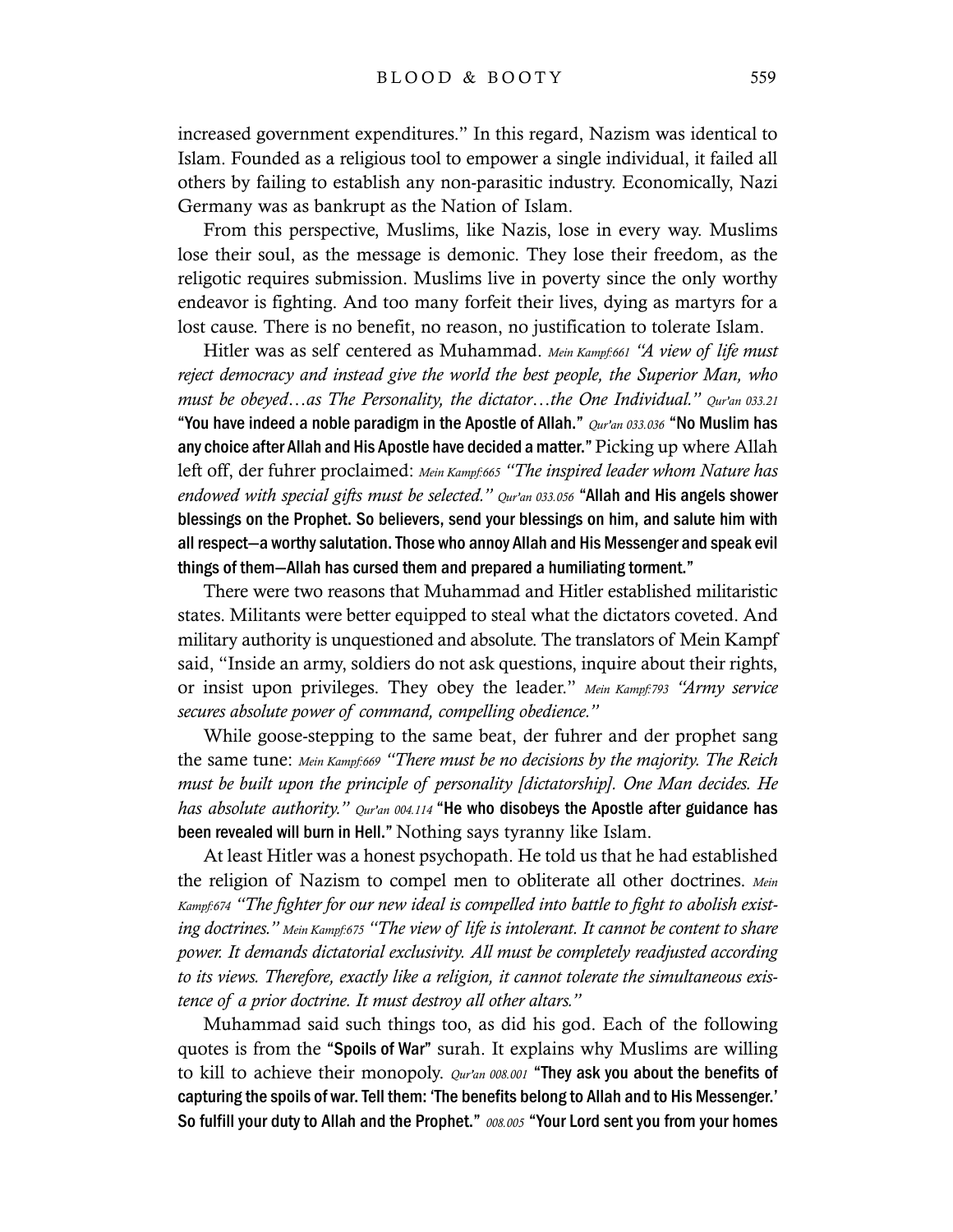increased government expenditures." In this regard, Nazism was identical to Islam. Founded as a religious tool to empower a single individual, it failed all others by failing to establish any non-parasitic industry. Economically, Nazi Germany was as bankrupt as the Nation of Islam.

From this perspective, Muslims, like Nazis, lose in every way. Muslims lose their soul, as the message is demonic. They lose their freedom, as the religotic requires submission. Muslims live in poverty since the only worthy endeavor is fighting. And too many forfeit their lives, dying as martyrs for a lost cause. There is no benefit, no reason, no justification to tolerate Islam.

Hitler was as self centered as Muhammad. *Mein Kampf:661 "A view of life must reject democracy and instead give the world the best people, the Superior Man, who must be obeyed…as The Personality, the dictator…the One Individual." Qur'an 033.21* **"You have indeed a noble paradigm in the Apostle of Allah."** *Qur'an 033.036* **"No Muslim has any choice after Allah and His Apostle have decided a matter."** Picking up where Allah left off, der fuhrer proclaimed: *Mein Kampf:665 "The inspired leader whom Nature has endowed with special gifts must be selected." Qur'an 033.056* **"Allah and His angels shower blessings on the Prophet. So believers, send your blessings on him, and salute him with all respect—a worthy salutation. Those who annoy Allah and His Messenger and speak evil things of them—Allah has cursed them and prepared a humiliating torment."**

There were two reasons that Muhammad and Hitler established militaristic states. Militants were better equipped to steal what the dictators coveted. And military authority is unquestioned and absolute. The translators of Mein Kampf said, "Inside an army, soldiers do not ask questions, inquire about their rights, or insist upon privileges. They obey the leader." *Mein Kampf:793 "Army service secures absolute power of command, compelling obedience."*

While goose-stepping to the same beat, der fuhrer and der prophet sang the same tune: *Mein Kampf:669 "There must be no decisions by the majority. The Reich must be built upon the principle of personality [dictatorship]. One Man decides. He has absolute authority." Qur'an 004.114* **"He who disobeys the Apostle after guidance has been revealed will burn in Hell."** Nothing says tyranny like Islam.

At least Hitler was a honest psychopath. He told us that he had established the religion of Nazism to compel men to obliterate all other doctrines. *Mein Kampf:674 "The fighter for our new ideal is compelled into battle to fight to abolish existing doctrines." Mein Kampf:675 "The view of life is intolerant. It cannot be content to share power. It demands dictatorial exclusivity. All must be completely readjusted according to its views. Therefore, exactly like a religion, it cannot tolerate the simultaneous existence of a prior doctrine. It must destroy all other altars."*

Muhammad said such things too, as did his god. Each of the following quotes is from the **"Spoils of War"** surah. It explains why Muslims are willing to kill to achieve their monopoly. *Qur'an 008.001* **"They ask you about the benefits of capturing the spoils of war. Tell them: 'The benefits belong to Allah and to His Messenger.' So fulfill your duty to Allah and the Prophet."** *008.005* **"Your Lord sent you from your homes**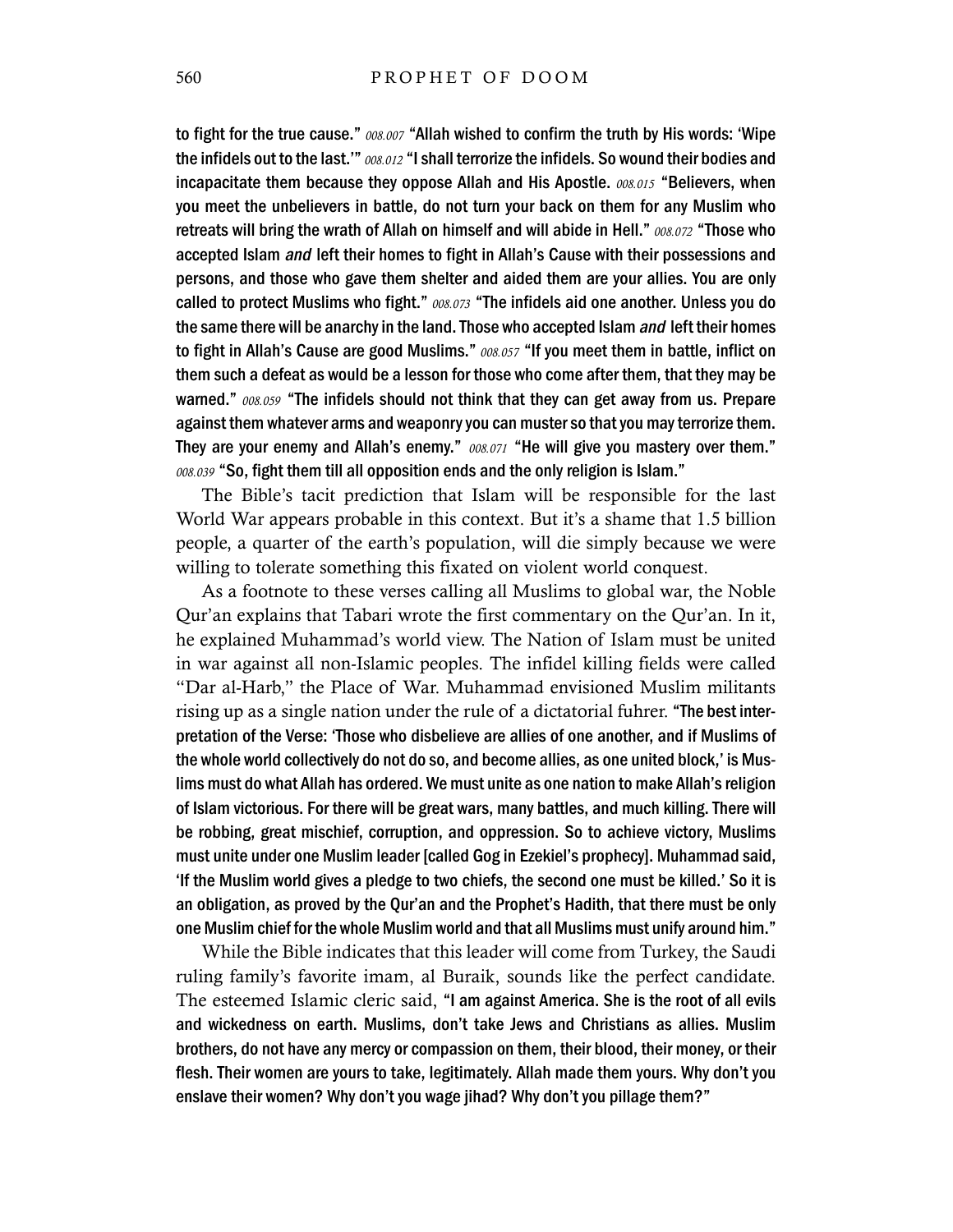to fight for the true cause." *008.007* "Allah wished to confirm the truth by His words: 'Wipe the infidels out to the last.'" *008.012* "I shall terrorize the infidels. So wound their bodies and incapacitate them because they oppose Allah and His Apostle. *008.015* "Believers, when you meet the unbelievers in battle, do not turn your back on them for any Muslim who retreats will bring the wrath of Allah on himself and will abide in Hell." *008.072* "Those who accepted Islam *and* left their homes to fight in Allah's Cause with their possessions and persons, and those who gave them shelter and aided them are your allies. You are only called to protect Muslims who fight." *008.073* "The infidels aid one another. Unless you do the same there will be anarchy in the land. Those who accepted Islam *and* left their homes to fight in Allah's Cause are good Muslims." *008.057* "If you meet them in battle, inflict on them such a defeat as would be a lesson for those who come after them, that they may be warned." *008.059* "The infidels should not think that they can get away from us. Prepare against them whatever arms and weaponry you can muster so that you may terrorize them. They are your enemy and Allah's enemy." *008.071* "He will give you mastery over them." *008.039* "So, fight them till all opposition ends and the only religion is Islam."

The Bible's tacit prediction that Islam will be responsible for the last World War appears probable in this context. But it's a shame that 1.5 billion people, a quarter of the earth's population, will die simply because we were willing to tolerate something this fixated on violent world conquest.

As a footnote to these verses calling all Muslims to global war, the Noble Qur'an explains that Tabari wrote the first commentary on the Qur'an. In it, he explained Muhammad's world view. The Nation of Islam must be united in war against all non-Islamic peoples. The infidel killing fields were called "Dar al-Harb," the Place of War. Muhammad envisioned Muslim militants rising up as a single nation under the rule of a dictatorial fuhrer. "The best interpretation of the Verse: 'Those who disbelieve are allies of one another, and if Muslims of the whole world collectively do not do so, and become allies, as one united block,' is Muslims must do what Allah has ordered. We must unite as one nation to make Allah's religion of Islam victorious. For there will be great wars, many battles, and much killing. There will be robbing, great mischief, corruption, and oppression. So to achieve victory, Muslims must unite under one Muslim leader [called Gog in Ezekiel's prophecy]. Muhammad said, 'If the Muslim world gives a pledge to two chiefs, the second one must be killed.' So it is an obligation, as proved by the Qur'an and the Prophet's Hadith, that there must be only one Muslim chief for the whole Muslim world and that all Muslims must unify around him."

While the Bible indicates that this leader will come from Turkey, the Saudi ruling family's favorite imam, al Buraik, sounds like the perfect candidate. The esteemed Islamic cleric said, "I am against America. She is the root of all evils and wickedness on earth. Muslims, don't take Jews and Christians as allies. Muslim brothers, do not have any mercy or compassion on them, their blood, their money, or their flesh. Their women are yours to take, legitimately. Allah made them yours. Why don't you enslave their women? Why don't you wage jihad? Why don't you pillage them?"